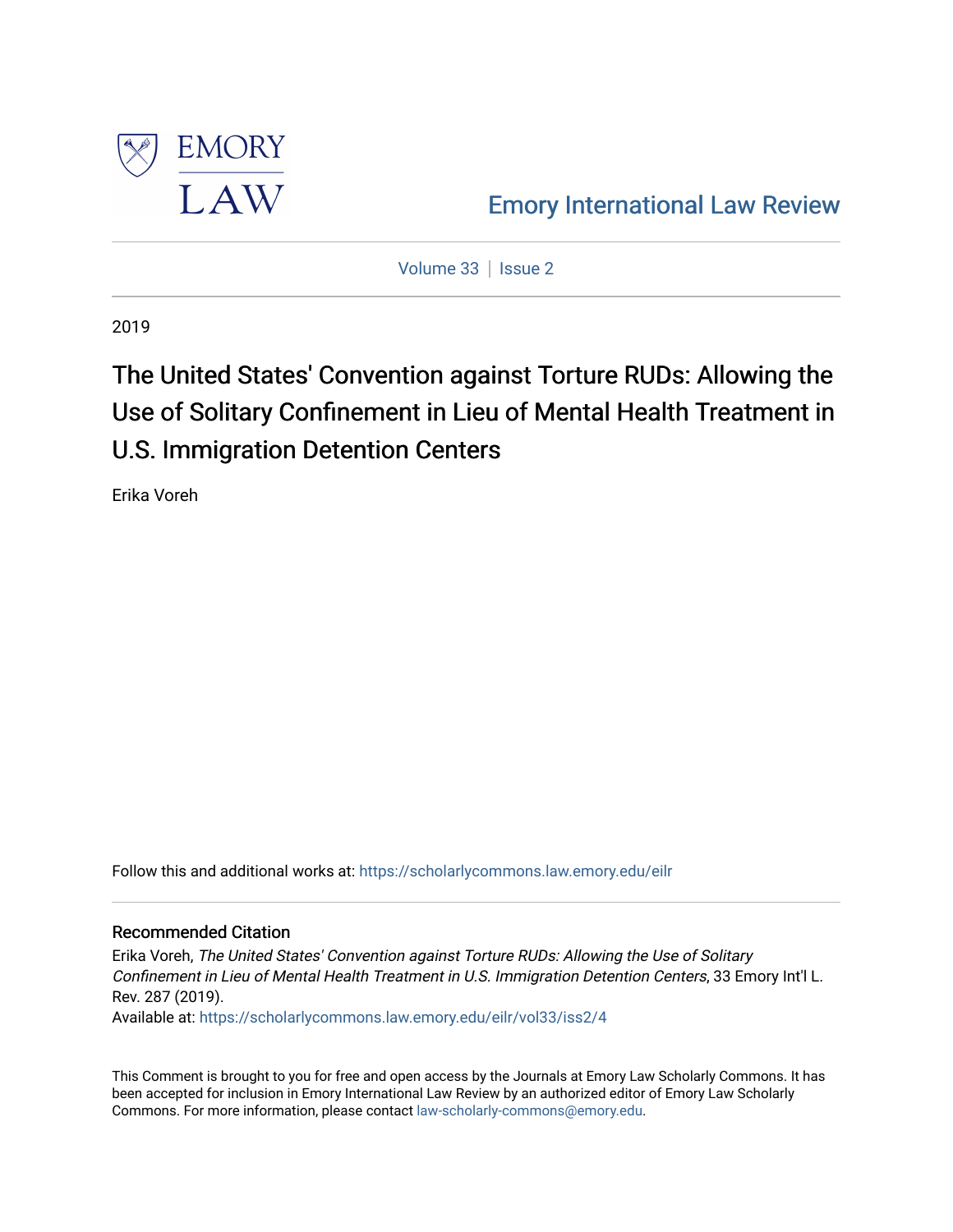EMORY LAW

# Emory International Law Review

Volume 33 | Issue 2

2019

# The United States' Convention against Torture RUDs: Allowing the Use of Solitary Confinement in Lieu of Mental Health Treatment in U.S. Immigration Detention Centers

Erika Voreh

Follow this and additional works at: https://scholarlycommons.law.emory.edu/eilr

## Recommended Citation

Erika Voreh, *The United States' Convention against Torture RUDs: Allowing the Use of Solitary Confinement in Lieu of Mental Health Treatment in U.S. Immigration Detention Centers*, 33 Emory Int'l L. Rev. 287 (2019).

Available at: https://scholarlycommons.law.emory.edu/eilr/vol33/iss2/4

This Comment is brought to you for free and open access by the Journals at Emory Law Scholarly Commons. It has been accepted for inclusion in Emory International Law Review by an authorized editor of Emory Law Scholarly Commons. For more information, please contact law-scholarly-commons@emory.edu.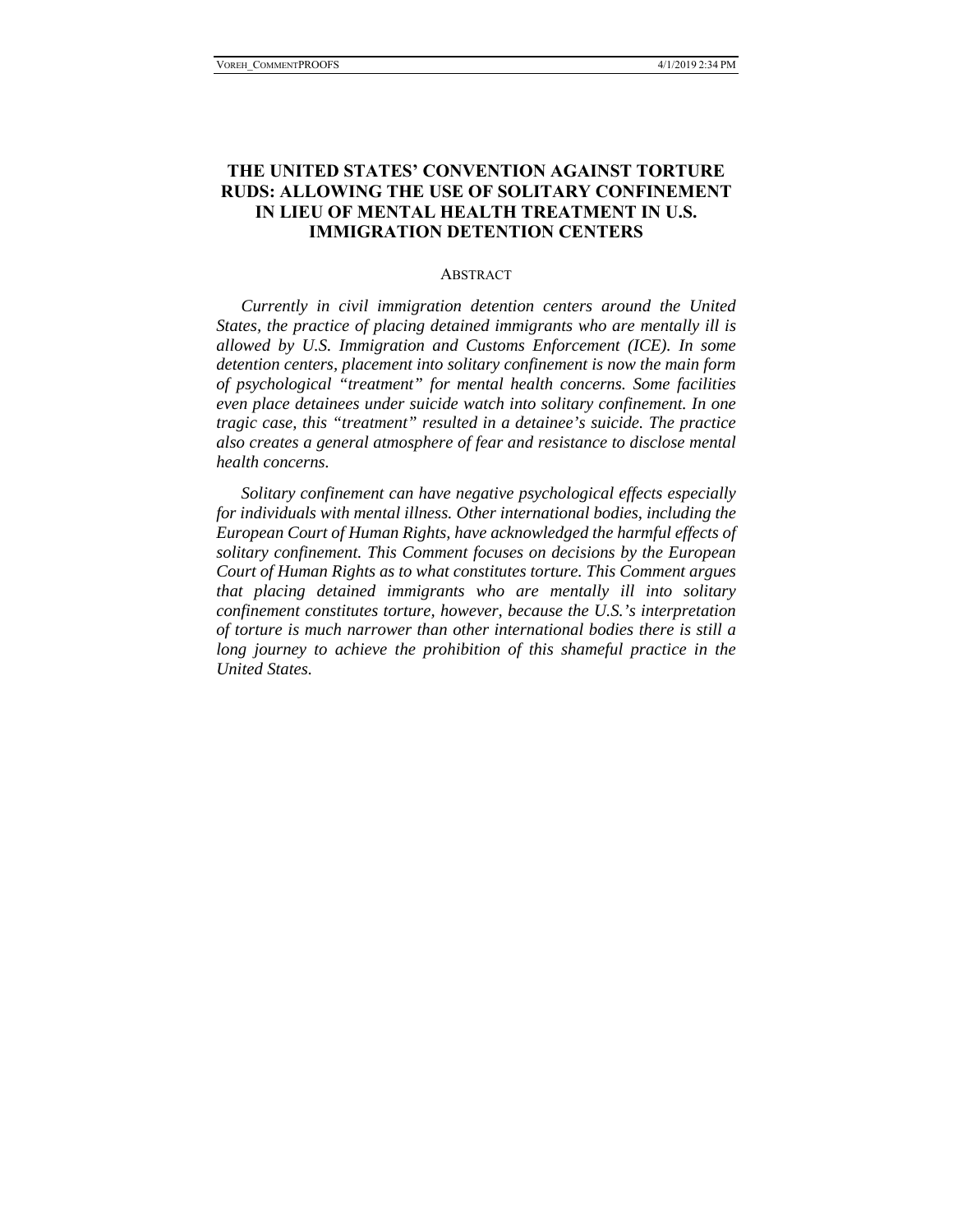# THE UNITED STATES' CONVENTION AGAINST TORTURE RUDS: ALLOWING THE USE OF SOLITARY CONFINEMENT IN LIEU OF MENTAL HEALTH TREATMENT IN U.S. IMMIGRATION DETENTION CENTERS

## ABSTRACT

*Currently in civil immigration detention centers around the United States, the practice of placing detained immigrants who are mentally ill is allowed by U.S. Immigration and Customs Enforcement (ICE). In some detention centers, placement into solitary confinement is now the main form of psychological "treatment" for mental health concerns. Some facilities even place detainees under suicide watch into solitary confinement. In one tragic case, this "treatment" resulted in a detainee's suicide. The practice also creates a general atmosphere of fear and resistance to disclose mental health concerns.*

*Solitary confinement can have negative psychological effects especially for individuals with mental illness. Other international bodies, including the European Court of Human Rights, have acknowledged the harmful effects of solitary confinement. This Comment focuses on decisions by the European Court of Human Rights as to what constitutes torture. This Comment argues that placing detained immigrants who are mentally ill into solitary confinement constitutes torture, however, because the U.S.'s interpretation of torture is much narrower than other international bodies there is still a long journey to achieve the prohibition of this shameful practice in the United States.*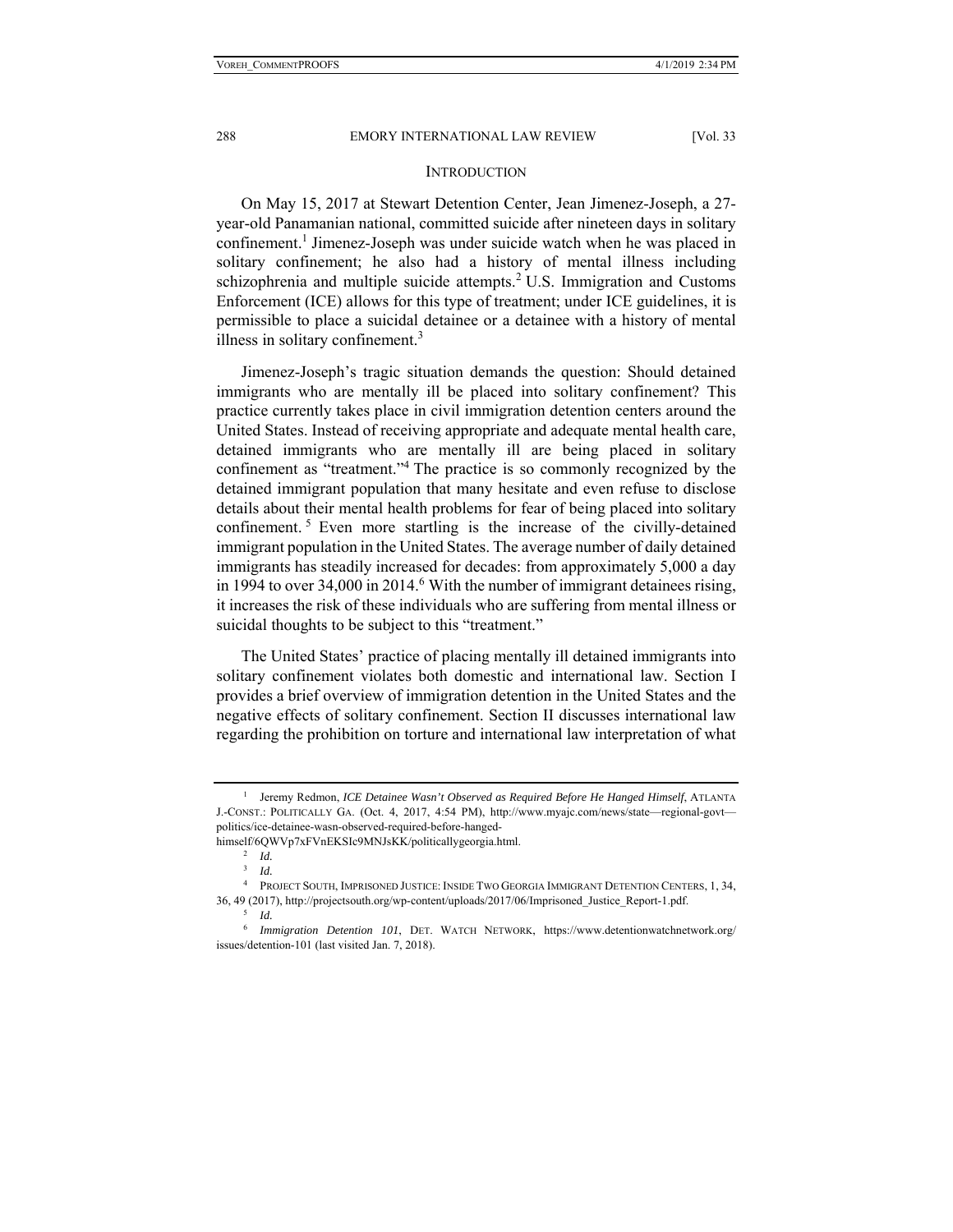## INTRODUCTION

On May 15, 2017 at Stewart Detention Center, Jean Jimenez-Joseph, a 27-year-old Panamanian national, committed suicide after nineteen days in solitary confinement.[1] Jimenez-Joseph was under suicide watch when he was placed in solitary confinement; he also had a history of mental illness including schizophrenia and multiple suicide attempts.[2] U.S. Immigration and Customs Enforcement (ICE) allows for this type of treatment; under ICE guidelines, it is permissible to place a suicidal detainee or a detainee with a history of mental illness in solitary confinement.[3]

Jimenez-Joseph's tragic situation demands the question: Should detained immigrants who are mentally ill be placed into solitary confinement? This practice currently takes place in civil immigration detention centers around the United States. Instead of receiving appropriate and adequate mental health care, detained immigrants who are mentally ill are being placed in solitary confinement as "treatment."[4] The practice is so commonly recognized by the detained immigrant population that many hesitate and even refuse to disclose details about their mental health problems for fear of being placed into solitary confinement.[5] Even more startling is the increase of the civilly-detained immigrant population in the United States. The average number of daily detained immigrants has steadily increased for decades: from approximately 5,000 a day in 1994 to over 34,000 in 2014.[6] With the number of immigrant detainees rising, it increases the risk of these individuals who are suffering from mental illness or suicidal thoughts to be subject to this "treatment."

The United States' practice of placing mentally ill detained immigrants into solitary confinement violates both domestic and international law. Section I provides a brief overview of immigration detention in the United States and the negative effects of solitary confinement. Section II discusses international law regarding the prohibition on torture and international law interpretation of what

---

[1] Jeremy Redmon, *ICE Detainee Wasn't Observed as Required Before He Hanged Himself*, ATLANTA J.-CONST.: POLITICALLY GA. (Oct. 4, 2017, 4:54 PM), http://www.myajc.com/news/state—regional-govt—politics/ice-detainee-wasn-observed-required-before-hanged-himself/6QWVp7xFVnEKSIc9MNJsKK/politicallygeorgia.html.

[2] *Id.*

[3] *Id.*

[4] PROJECT SOUTH, IMPRISONED JUSTICE: INSIDE TWO GEORGIA IMMIGRANT DETENTION CENTERS, 1, 34, 36, 49 (2017), http://projectsouth.org/wp-content/uploads/2017/06/Imprisoned_Justice_Report-1.pdf.

[5] *Id.*

[6] *Immigration Detention 101*, DET. WATCH NETWORK, https://www.detentionwatchnetwork.org/issues/detention-101 (last visited Jan. 7, 2018).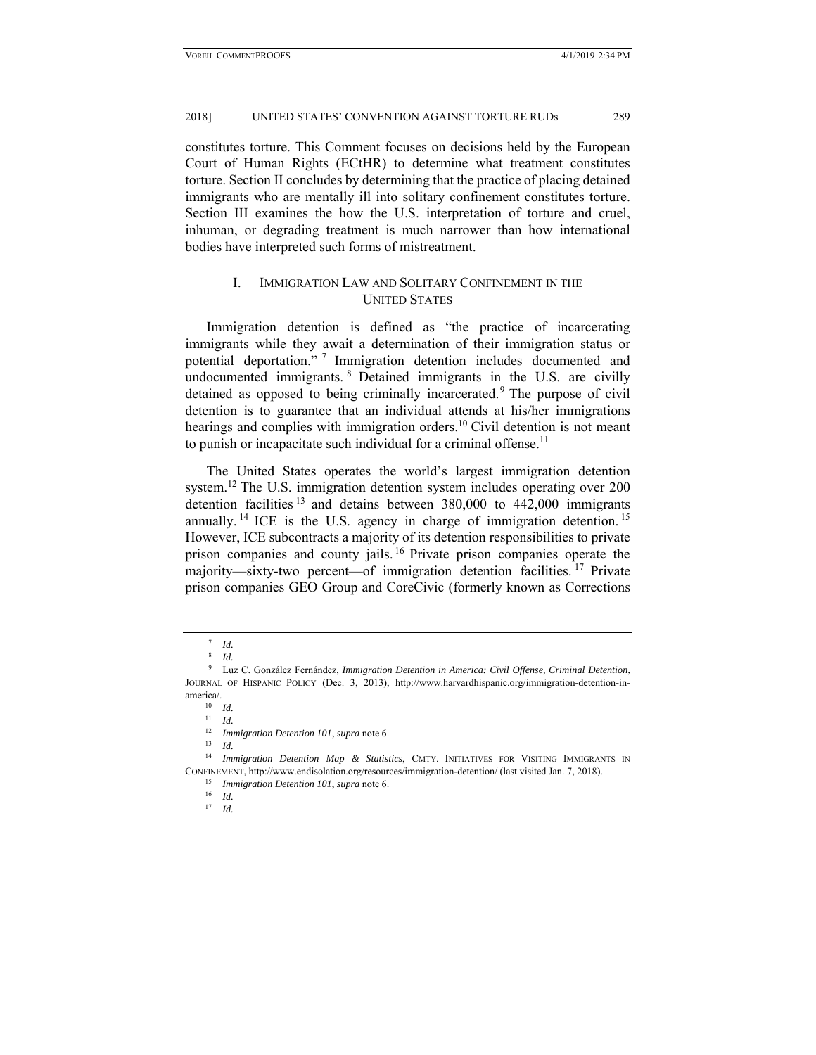constitutes torture. This Comment focuses on decisions held by the European Court of Human Rights (ECtHR) to determine what treatment constitutes torture. Section II concludes by determining that the practice of placing detained immigrants who are mentally ill into solitary confinement constitutes torture. Section III examines the how the U.S. interpretation of torture and cruel, inhuman, or degrading treatment is much narrower than how international bodies have interpreted such forms of mistreatment.

## I. Immigration Law and Solitary Confinement in the United States

Immigration detention is defined as "the practice of incarcerating immigrants while they await a determination of their immigration status or potential deportation."[7] Immigration detention includes documented and undocumented immigrants.[8] Detained immigrants in the U.S. are civilly detained as opposed to being criminally incarcerated.[9] The purpose of civil detention is to guarantee that an individual attends at his/her immigrations hearings and complies with immigration orders.[10] Civil detention is not meant to punish or incapacitate such individual for a criminal offense.[11]

The United States operates the world's largest immigration detention system.[12] The U.S. immigration detention system includes operating over 200 detention facilities[13] and detains between 380,000 to 442,000 immigrants annually.[14] ICE is the U.S. agency in charge of immigration detention.[15] However, ICE subcontracts a majority of its detention responsibilities to private prison companies and county jails.[16] Private prison companies operate the majority—sixty-two percent—of immigration detention facilities.[17] Private prison companies GEO Group and CoreCivic (formerly known as Corrections

---

[7] *Id.*

[8] *Id.*

[9] Luz C. González Fernández, *Immigration Detention in America: Civil Offense, Criminal Detention*, JOURNAL OF HISPANIC POLICY (Dec. 3, 2013), http://www.harvardhispanic.org/immigration-detention-in-america/.

[10] *Id.*

[11] *Id.*

[12] *Immigration Detention 101*, *supra* note 6.

[13] *Id.*

[14] *Immigration Detention Map & Statistics*, CMTY. INITIATIVES FOR VISITING IMMIGRANTS IN CONFINEMENT, http://www.endisolation.org/resources/immigration-detention/ (last visited Jan. 7, 2018).

[15] *Immigration Detention 101*, *supra* note 6.

[16] *Id.*

[17] *Id.*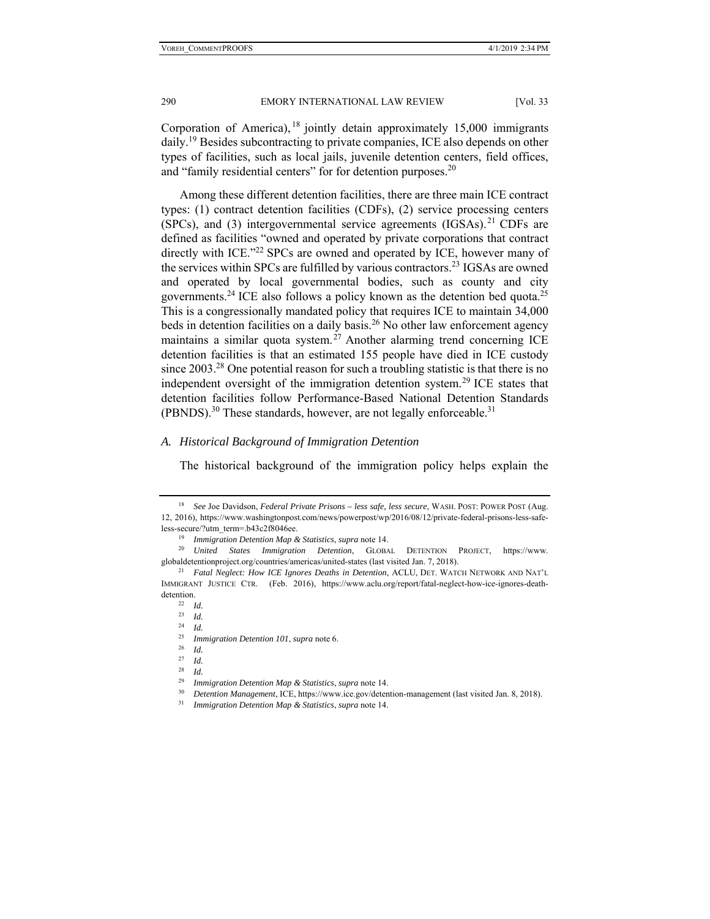Corporation of America),[18] jointly detain approximately 15,000 immigrants daily.[19] Besides subcontracting to private companies, ICE also depends on other types of facilities, such as local jails, juvenile detention centers, field offices, and "family residential centers" for for detention purposes.[20]

Among these different detention facilities, there are three main ICE contract types: (1) contract detention facilities (CDFs), (2) service processing centers (SPCs), and (3) intergovernmental service agreements (IGSAs).[21] CDFs are defined as facilities "owned and operated by private corporations that contract directly with ICE."[22] SPCs are owned and operated by ICE, however many of the services within SPCs are fulfilled by various contractors.[23] IGSAs are owned and operated by local governmental bodies, such as county and city governments.[24] ICE also follows a policy known as the detention bed quota.[25] This is a congressionally mandated policy that requires ICE to maintain 34,000 beds in detention facilities on a daily basis.[26] No other law enforcement agency maintains a similar quota system.[27] Another alarming trend concerning ICE detention facilities is that an estimated 155 people have died in ICE custody since 2003.[28] One potential reason for such a troubling statistic is that there is no independent oversight of the immigration detention system.[29] ICE states that detention facilities follow Performance-Based National Detention Standards (PBNDS).[30] These standards, however, are not legally enforceable.[31]

### A. *Historical Background of Immigration Detention*

The historical background of the immigration policy helps explain the

---

[18] *See* Joe Davidson, *Federal Private Prisons – less safe, less secure*, WASH. POST: POWER POST (Aug. 12, 2016), https://www.washingtonpost.com/news/powerpost/wp/2016/08/12/private-federal-prisons-less-safe-less-secure/?utm_term=.b43c2f8046ee.

[19] *Immigration Detention Map & Statistics*, *supra* note 14.

[20] *United States Immigration Detention*, GLOBAL DETENTION PROJECT, https://www.globaldetentionproject.org/countries/americas/united-states (last visited Jan. 7, 2018).

[21] *Fatal Neglect: How ICE Ignores Deaths in Detention*, ACLU, DET. WATCH NETWORK AND NAT'L IMMIGRANT JUSTICE CTR. (Feb. 2016), https://www.aclu.org/report/fatal-neglect-how-ice-ignores-death-detention.

[22] *Id.*

[23] *Id.*

[24] *Id.*

[25] *Immigration Detention 101*, *supra* note 6.

[26] *Id.*

[27] *Id.*

[28] *Id.*

[29] *Immigration Detention Map & Statistics*, *supra* note 14.

[30] *Detention Management*, ICE, https://www.ice.gov/detention-management (last visited Jan. 8, 2018).

[31] *Immigration Detention Map & Statistics*, *supra* note 14.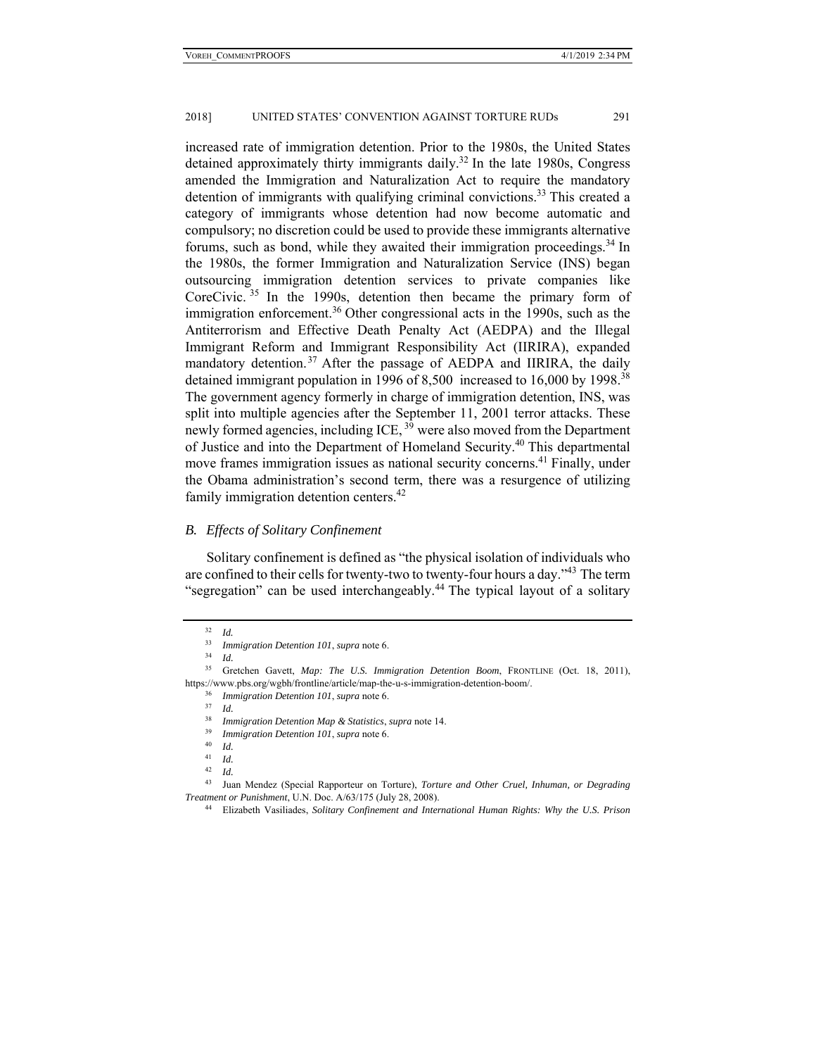increased rate of immigration detention. Prior to the 1980s, the United States detained approximately thirty immigrants daily.[32] In the late 1980s, Congress amended the Immigration and Naturalization Act to require the mandatory detention of immigrants with qualifying criminal convictions.[33] This created a category of immigrants whose detention had now become automatic and compulsory; no discretion could be used to provide these immigrants alternative forums, such as bond, while they awaited their immigration proceedings.[34] In the 1980s, the former Immigration and Naturalization Service (INS) began outsourcing immigration detention services to private companies like CoreCivic.[35] In the 1990s, detention then became the primary form of immigration enforcement.[36] Other congressional acts in the 1990s, such as the Antiterrorism and Effective Death Penalty Act (AEDPA) and the Illegal Immigrant Reform and Immigrant Responsibility Act (IIRIRA), expanded mandatory detention.[37] After the passage of AEDPA and IIRIRA, the daily detained immigrant population in 1996 of 8,500 increased to 16,000 by 1998.[38] The government agency formerly in charge of immigration detention, INS, was split into multiple agencies after the September 11, 2001 terror attacks. These newly formed agencies, including ICE,[39] were also moved from the Department of Justice and into the Department of Homeland Security.[40] This departmental move frames immigration issues as national security concerns.[41] Finally, under the Obama administration's second term, there was a resurgence of utilizing family immigration detention centers.[42]

### *B. Effects of Solitary Confinement*

Solitary confinement is defined as "the physical isolation of individuals who are confined to their cells for twenty-two to twenty-four hours a day."[43] The term "segregation" can be used interchangeably.[44] The typical layout of a solitary

---

[32] *Id.*

[33] *Immigration Detention 101*, *supra* note 6.

[34] *Id.*

[35] Gretchen Gavett, *Map: The U.S. Immigration Detention Boom*, FRONTLINE (Oct. 18, 2011), https://www.pbs.org/wgbh/frontline/article/map-the-u-s-immigration-detention-boom/.

[36] *Immigration Detention 101*, *supra* note 6.

[37] *Id.*

[38] *Immigration Detention Map & Statistics*, *supra* note 14.

[39] *Immigration Detention 101*, *supra* note 6.

[40] *Id.*

[41] *Id.*

[42] *Id.*

[43] Juan Mendez (Special Rapporteur on Torture), *Torture and Other Cruel, Inhuman, or Degrading Treatment or Punishment*, U.N. Doc. A/63/175 (July 28, 2008).

[44] Elizabeth Vasiliades, *Solitary Confinement and International Human Rights: Why the U.S. Prison*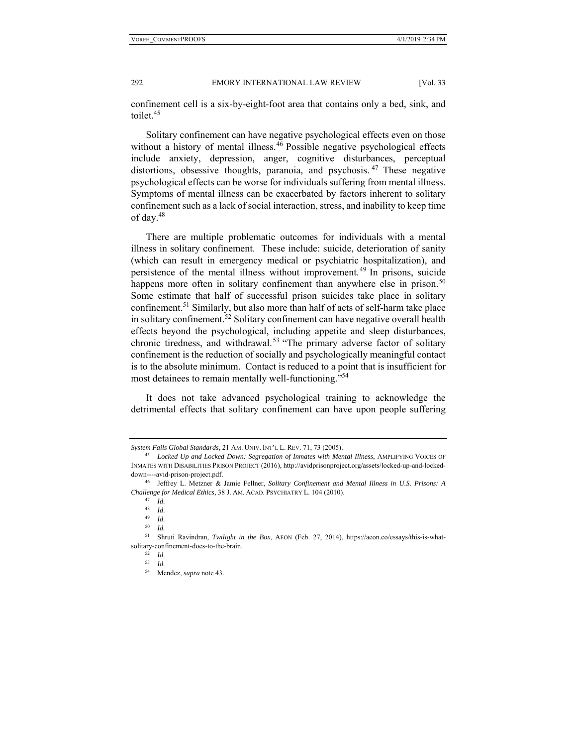confinement cell is a six-by-eight-foot area that contains only a bed, sink, and toilet.[45]

Solitary confinement can have negative psychological effects even on those without a history of mental illness.[46] Possible negative psychological effects include anxiety, depression, anger, cognitive disturbances, perceptual distortions, obsessive thoughts, paranoia, and psychosis.[47] These negative psychological effects can be worse for individuals suffering from mental illness. Symptoms of mental illness can be exacerbated by factors inherent to solitary confinement such as a lack of social interaction, stress, and inability to keep time of day.[48]

There are multiple problematic outcomes for individuals with a mental illness in solitary confinement. These include: suicide, deterioration of sanity (which can result in emergency medical or psychiatric hospitalization), and persistence of the mental illness without improvement.[49] In prisons, suicide happens more often in solitary confinement than anywhere else in prison.[50] Some estimate that half of successful prison suicides take place in solitary confinement.[51] Similarly, but also more than half of acts of self-harm take place in solitary confinement.[52] Solitary confinement can have negative overall health effects beyond the psychological, including appetite and sleep disturbances, chronic tiredness, and withdrawal.[53] "The primary adverse factor of solitary confinement is the reduction of socially and psychologically meaningful contact is to the absolute minimum. Contact is reduced to a point that is insufficient for most detainees to remain mentally well-functioning."[54]

It does not take advanced psychological training to acknowledge the detrimental effects that solitary confinement can have upon people suffering

---

*System Fails Global Standards*, 21 AM. UNIV. INT'L L. REV. 71, 73 (2005).

[45] *Locked Up and Locked Down: Segregation of Inmates with Mental Illness*, AMPLIFYING VOICES OF INMATES WITH DISABILITIES PRISON PROJECT (2016), http://avidprisonproject.org/assets/locked-up-and-locked-down----avid-prison-project.pdf.

[46] Jeffrey L. Metzner & Jamie Fellner, *Solitary Confinement and Mental Illness in U.S. Prisons: A Challenge for Medical Ethics*, 38 J. AM. ACAD. PSYCHIATRY L. 104 (2010).

[47] *Id.*

[48] *Id.*

[49] *Id.*

[50] *Id.*

[51] Shruti Ravindran, *Twilight in the Box*, AEON (Feb. 27, 2014), https://aeon.co/essays/this-is-what-solitary-confinement-does-to-the-brain.

[52] *Id.*

[53] *Id.*

[54] Mendez, *supra* note 43.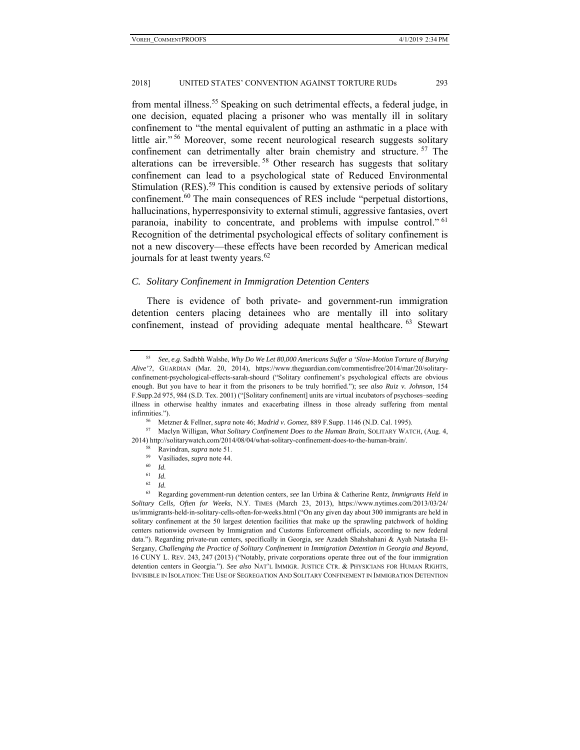from mental illness.[55] Speaking on such detrimental effects, a federal judge, in one decision, equated placing a prisoner who was mentally ill in solitary confinement to "the mental equivalent of putting an asthmatic in a place with little air."[56] Moreover, some recent neurological research suggests solitary confinement can detrimentally alter brain chemistry and structure.[57] The alterations can be irreversible.[58] Other research has suggests that solitary confinement can lead to a psychological state of Reduced Environmental Stimulation (RES).[59] This condition is caused by extensive periods of solitary confinement.[60] The main consequences of RES include "perpetual distortions, hallucinations, hyperresponsivity to external stimuli, aggressive fantasies, overt paranoia, inability to concentrate, and problems with impulse control."[61] Recognition of the detrimental psychological effects of solitary confinement is not a new discovery—these effects have been recorded by American medical journals for at least twenty years.[62]

### C. *Solitary Confinement in Immigration Detention Centers*

There is evidence of both private- and government-run immigration detention centers placing detainees who are mentally ill into solitary confinement, instead of providing adequate mental healthcare.[63] Stewart

---

[55] *See*, *e.g.* Sadhbh Walshe, *Why Do We Let 80,000 Americans Suffer a 'Slow-Motion Torture of Burying Alive'?*, GUARDIAN (Mar. 20, 2014), https://www.theguardian.com/commentisfree/2014/mar/20/solitary-confinement-psychological-effects-sarah-shourd ("Solitary confinement's psychological effects are obvious enough. But you have to hear it from the prisoners to be truly horrified."); *see also Ruiz v. Johnson*, 154 F.Supp.2d 975, 984 (S.D. Tex. 2001) ("[Solitary confinement] units are virtual incubators of psychoses–seeding illness in otherwise healthy inmates and exacerbating illness in those already suffering from mental infirmities.").

[56] Metzner & Fellner, *supra* note 46; *Madrid v. Gomez*, 889 F.Supp. 1146 (N.D. Cal. 1995).

[57] Maclyn Willigan, *What Solitary Confinement Does to the Human Brain*, SOLITARY WATCH, (Aug. 4, 2014) http://solitarywatch.com/2014/08/04/what-solitary-confinement-does-to-the-human-brain/.

[58] Ravindran, *supra* note 51.

[59] Vasiliades, *supra* note 44.

[60] *Id.*

[61] *Id.*

[62] *Id.*

[63] Regarding government-run detention centers, *see* Ian Urbina & Catherine Rentz, *Immigrants Held in Solitary Cells, Often for Weeks*, N.Y. TIMES (March 23, 2013), https://www.nytimes.com/2013/03/24/us/immigrants-held-in-solitary-cells-often-for-weeks.html ("On any given day about 300 immigrants are held in solitary confinement at the 50 largest detention facilities that make up the sprawling patchwork of holding centers nationwide overseen by Immigration and Customs Enforcement officials, according to new federal data."). Regarding private-run centers, specifically in Georgia, *see* Azadeh Shahshahani & Ayah Natasha El-Sergany, *Challenging the Practice of Solitary Confinement in Immigration Detention in Georgia and Beyond*, 16 CUNY L. REV. 243, 247 (2013) ("Notably, private corporations operate three out of the four immigration detention centers in Georgia."). *See also* NAT'L IMMIGR. JUSTICE CTR. & PHYSICIANS FOR HUMAN RIGHTS, INVISIBLE IN ISOLATION: THE USE OF SEGREGATION AND SOLITARY CONFINEMENT IN IMMIGRATION DETENTION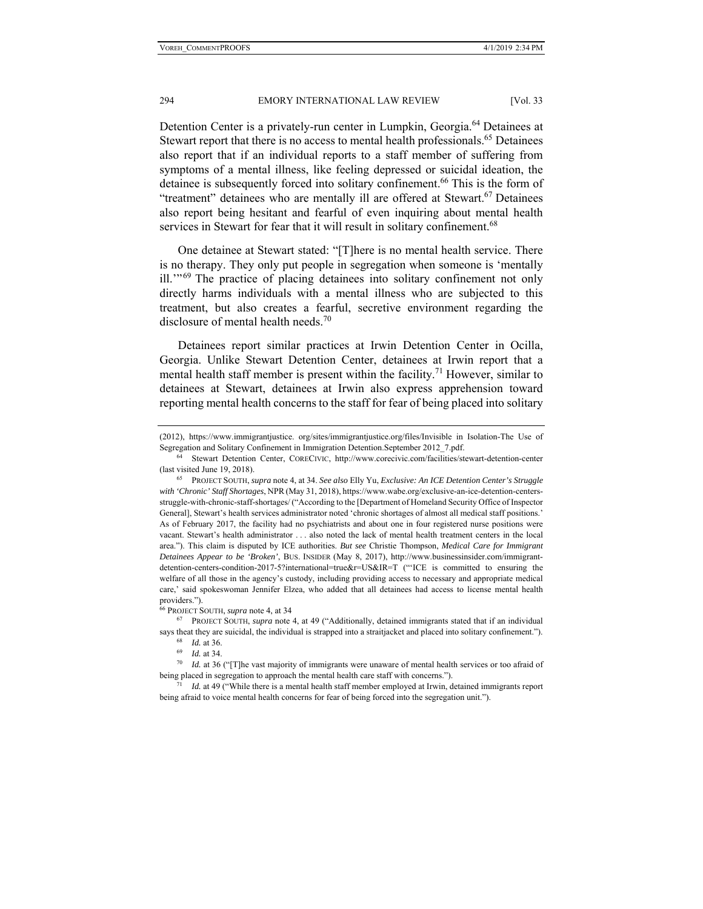Detention Center is a privately-run center in Lumpkin, Georgia.[64] Detainees at Stewart report that there is no access to mental health professionals.[65] Detainees also report that if an individual reports to a staff member of suffering from symptoms of a mental illness, like feeling depressed or suicidal ideation, the detainee is subsequently forced into solitary confinement.[66] This is the form of "treatment" detainees who are mentally ill are offered at Stewart.[67] Detainees also report being hesitant and fearful of even inquiring about mental health services in Stewart for fear that it will result in solitary confinement.[68]

One detainee at Stewart stated: "[T]here is no mental health service. There is no therapy. They only put people in segregation when someone is 'mentally ill.'"[69] The practice of placing detainees into solitary confinement not only directly harms individuals with a mental illness who are subjected to this treatment, but also creates a fearful, secretive environment regarding the disclosure of mental health needs.[70]

Detainees report similar practices at Irwin Detention Center in Ocilla, Georgia. Unlike Stewart Detention Center, detainees at Irwin report that a mental health staff member is present within the facility.[71] However, similar to detainees at Stewart, detainees at Irwin also express apprehension toward reporting mental health concerns to the staff for fear of being placed into solitary

---

(2012), https://www.immigrantjustice. org/sites/immigrantjustice.org/files/Invisible in Isolation-The Use of Segregation and Solitary Confinement in Immigration Detention.September 2012_7.pdf.

[64] Stewart Detention Center, CORECIVIC, http://www.corecivic.com/facilities/stewart-detention-center (last visited June 19, 2018).

[65] PROJECT SOUTH, *supra* note 4, at 34. *See also* Elly Yu, *Exclusive: An ICE Detention Center's Struggle with 'Chronic' Staff Shortages*, NPR (May 31, 2018), https://www.wabe.org/exclusive-an-ice-detention-centers-struggle-with-chronic-staff-shortages/ ("According to the [Department of Homeland Security Office of Inspector General], Stewart's health services administrator noted 'chronic shortages of almost all medical staff positions.' As of February 2017, the facility had no psychiatrists and about one in four registered nurse positions were vacant. Stewart's health administrator . . . also noted the lack of mental health treatment centers in the local area."). This claim is disputed by ICE authorities. *But see* Christie Thompson, *Medical Care for Immigrant Detainees Appear to be 'Broken'*, BUS. INSIDER (May 8, 2017), http://www.businessinsider.com/immigrant-detention-centers-condition-2017-5?international=true&r=US&IR=T ("'ICE is committed to ensuring the welfare of all those in the agency's custody, including providing access to necessary and appropriate medical care,' said spokeswoman Jennifer Elzea, who added that all detainees had access to license mental health providers.").

[66] PROJECT SOUTH, *supra* note 4, at 34

[67] PROJECT SOUTH, *supra* note 4, at 49 ("Additionally, detained immigrants stated that if an individual says theat they are suicidal, the individual is strapped into a straitjacket and placed into solitary confinement.").

[68] *Id.* at 36.

[69] *Id.* at 34.

[70] *Id.* at 36 ("[T]he vast majority of immigrants were unaware of mental health services or too afraid of being placed in segregation to approach the mental health care staff with concerns.").

[71] *Id.* at 49 ("While there is a mental health staff member employed at Irwin, detained immigrants report being afraid to voice mental health concerns for fear of being forced into the segregation unit.").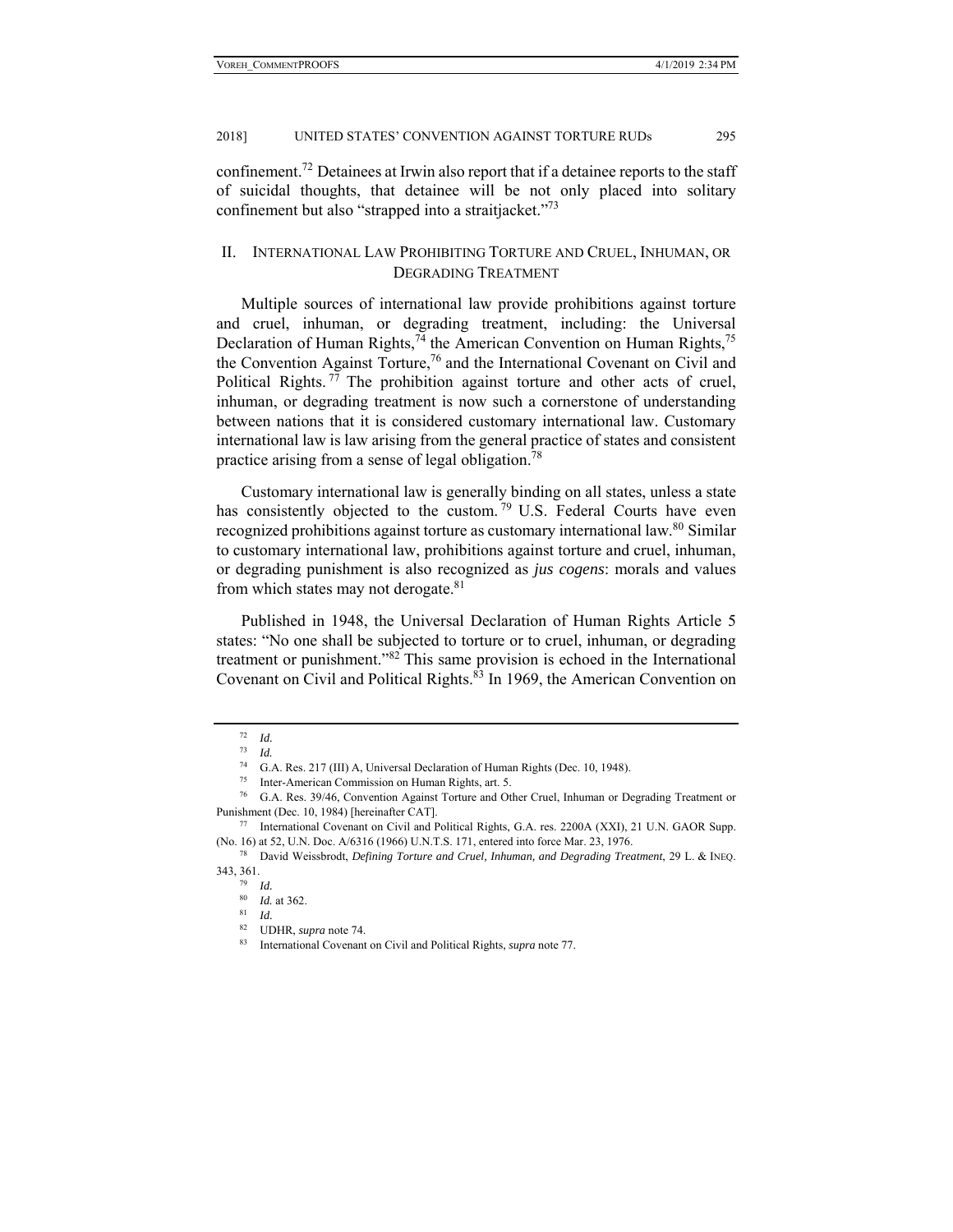confinement.[72] Detainees at Irwin also report that if a detainee reports to the staff of suicidal thoughts, that detainee will be not only placed into solitary confinement but also "strapped into a straitjacket."[73]

## II. INTERNATIONAL LAW PROHIBITING TORTURE AND CRUEL, INHUMAN, OR DEGRADING TREATMENT

Multiple sources of international law provide prohibitions against torture and cruel, inhuman, or degrading treatment, including: the Universal Declaration of Human Rights,[74] the American Convention on Human Rights,[75] the Convention Against Torture,[76] and the International Covenant on Civil and Political Rights.[77] The prohibition against torture and other acts of cruel, inhuman, or degrading treatment is now such a cornerstone of understanding between nations that it is considered customary international law. Customary international law is law arising from the general practice of states and consistent practice arising from a sense of legal obligation.[78]

Customary international law is generally binding on all states, unless a state has consistently objected to the custom.[79] U.S. Federal Courts have even recognized prohibitions against torture as customary international law.[80] Similar to customary international law, prohibitions against torture and cruel, inhuman, or degrading punishment is also recognized as *jus cogens*: morals and values from which states may not derogate.[81]

Published in 1948, the Universal Declaration of Human Rights Article 5 states: "No one shall be subjected to torture or to cruel, inhuman, or degrading treatment or punishment."[82] This same provision is echoed in the International Covenant on Civil and Political Rights.[83] In 1969, the American Convention on

---

[72] *Id.*

[73] *Id.*

[74] G.A. Res. 217 (III) A, Universal Declaration of Human Rights (Dec. 10, 1948).

[75] Inter-American Commission on Human Rights, art. 5.

[76] G.A. Res. 39/46, Convention Against Torture and Other Cruel, Inhuman or Degrading Treatment or Punishment (Dec. 10, 1984) [hereinafter CAT].

[77] International Covenant on Civil and Political Rights, G.A. res. 2200A (XXI), 21 U.N. GAOR Supp. (No. 16) at 52, U.N. Doc. A/6316 (1966) U.N.T.S. 171, entered into force Mar. 23, 1976.

[78] David Weissbrodt, *Defining Torture and Cruel, Inhuman, and Degrading Treatment*, 29 L. & INEQ. 343, 361.

[79] *Id.*

[80] *Id.* at 362.

[81] *Id.*

[82] UDHR, *supra* note 74.

[83] International Covenant on Civil and Political Rights, *supra* note 77.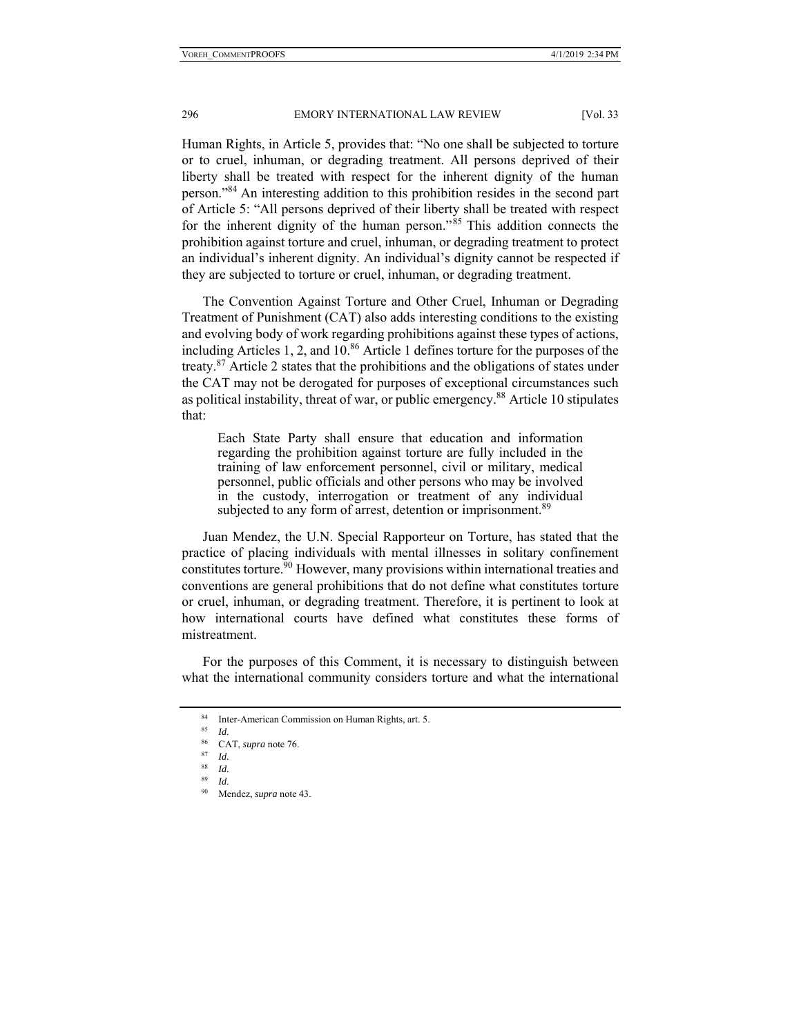Human Rights, in Article 5, provides that: "No one shall be subjected to torture or to cruel, inhuman, or degrading treatment. All persons deprived of their liberty shall be treated with respect for the inherent dignity of the human person."[84] An interesting addition to this prohibition resides in the second part of Article 5: "All persons deprived of their liberty shall be treated with respect for the inherent dignity of the human person."[85] This addition connects the prohibition against torture and cruel, inhuman, or degrading treatment to protect an individual's inherent dignity. An individual's dignity cannot be respected if they are subjected to torture or cruel, inhuman, or degrading treatment.

The Convention Against Torture and Other Cruel, Inhuman or Degrading Treatment of Punishment (CAT) also adds interesting conditions to the existing and evolving body of work regarding prohibitions against these types of actions, including Articles 1, 2, and 10.[86] Article 1 defines torture for the purposes of the treaty.[87] Article 2 states that the prohibitions and the obligations of states under the CAT may not be derogated for purposes of exceptional circumstances such as political instability, threat of war, or public emergency.[88] Article 10 stipulates that:

> Each State Party shall ensure that education and information regarding the prohibition against torture are fully included in the training of law enforcement personnel, civil or military, medical personnel, public officials and other persons who may be involved in the custody, interrogation or treatment of any individual subjected to any form of arrest, detention or imprisonment.[89]

Juan Mendez, the U.N. Special Rapporteur on Torture, has stated that the practice of placing individuals with mental illnesses in solitary confinement constitutes torture.[90] However, many provisions within international treaties and conventions are general prohibitions that do not define what constitutes torture or cruel, inhuman, or degrading treatment. Therefore, it is pertinent to look at how international courts have defined what constitutes these forms of mistreatment.

For the purposes of this Comment, it is necessary to distinguish between what the international community considers torture and what the international

---

[84] Inter-American Commission on Human Rights, art. 5.

[85] *Id.*

[86] CAT, *supra* note 76.

[87] *Id.*

[88] *Id.*

[89] *Id.*

[90] Mendez, *supra* note 43.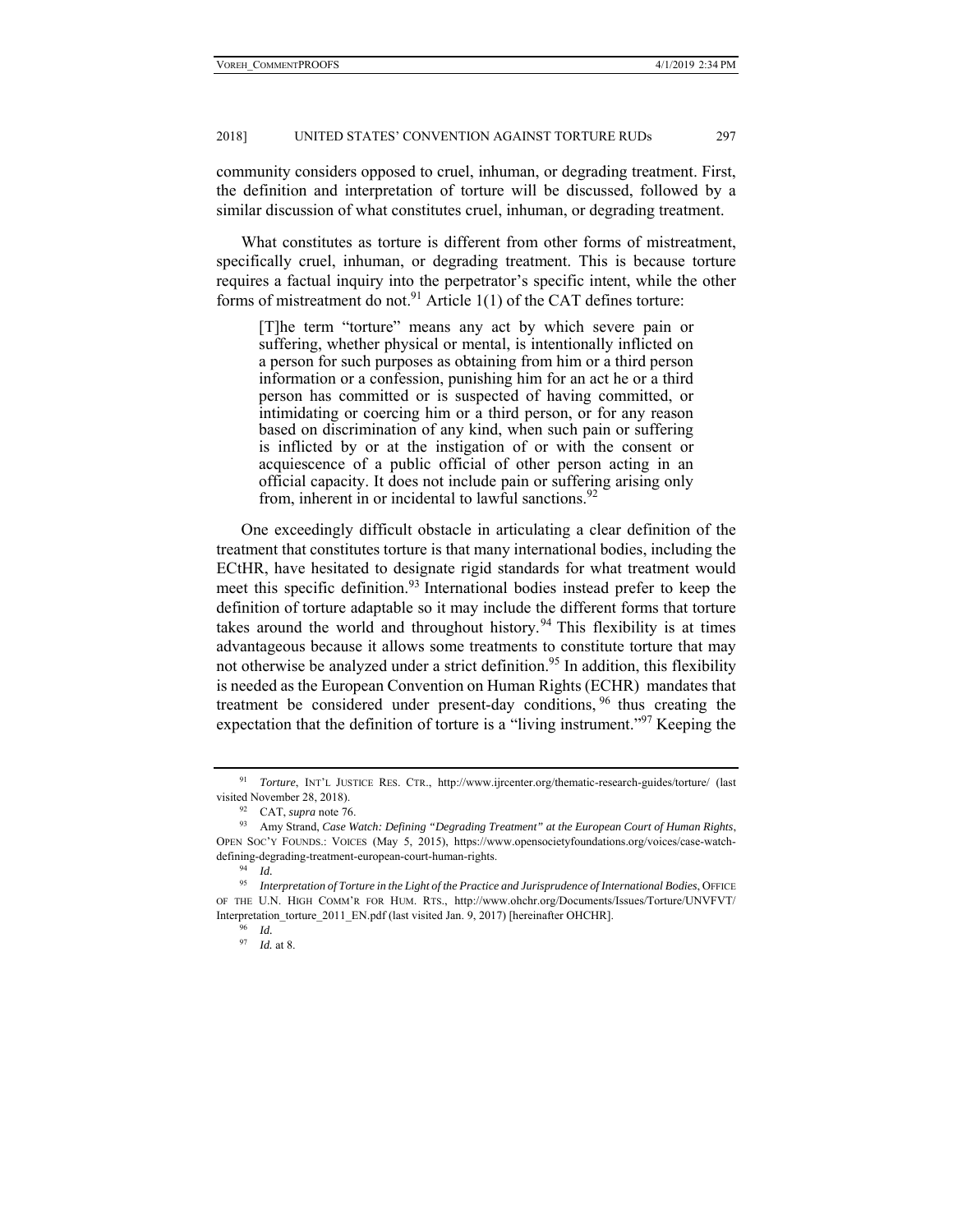community considers opposed to cruel, inhuman, or degrading treatment. First, the definition and interpretation of torture will be discussed, followed by a similar discussion of what constitutes cruel, inhuman, or degrading treatment.

What constitutes as torture is different from other forms of mistreatment, specifically cruel, inhuman, or degrading treatment. This is because torture requires a factual inquiry into the perpetrator's specific intent, while the other forms of mistreatment do not.[91] Article 1(1) of the CAT defines torture:

> [T]he term "torture" means any act by which severe pain or suffering, whether physical or mental, is intentionally inflicted on a person for such purposes as obtaining from him or a third person information or a confession, punishing him for an act he or a third person has committed or is suspected of having committed, or intimidating or coercing him or a third person, or for any reason based on discrimination of any kind, when such pain or suffering is inflicted by or at the instigation of or with the consent or acquiescence of a public official of other person acting in an official capacity. It does not include pain or suffering arising only from, inherent in or incidental to lawful sanctions.[92]

One exceedingly difficult obstacle in articulating a clear definition of the treatment that constitutes torture is that many international bodies, including the ECtHR, have hesitated to designate rigid standards for what treatment would meet this specific definition.[93] International bodies instead prefer to keep the definition of torture adaptable so it may include the different forms that torture takes around the world and throughout history.[94] This flexibility is at times advantageous because it allows some treatments to constitute torture that may not otherwise be analyzed under a strict definition.[95] In addition, this flexibility is needed as the European Convention on Human Rights (ECHR) mandates that treatment be considered under present-day conditions,[96] thus creating the expectation that the definition of torture is a "living instrument."[97] Keeping the

---

[91] *Torture*, INT'L JUSTICE RES. CTR., http://www.ijrcenter.org/thematic-research-guides/torture/ (last visited November 28, 2018).

[92] CAT, *supra* note 76.

[93] Amy Strand, *Case Watch: Defining "Degrading Treatment" at the European Court of Human Rights*, OPEN SOC'Y FOUNDS.: VOICES (May 5, 2015), https://www.opensocietyfoundations.org/voices/case-watch-defining-degrading-treatment-european-court-human-rights.

[94] *Id.*

[95] *Interpretation of Torture in the Light of the Practice and Jurisprudence of International Bodies*, OFFICE OF THE U.N. HIGH COMM'R FOR HUM. RTS., http://www.ohchr.org/Documents/Issues/Torture/UNVFVT/Interpretation_torture_2011_EN.pdf (last visited Jan. 9, 2017) [hereinafter OHCHR].

[96] *Id.*

[97] *Id.* at 8.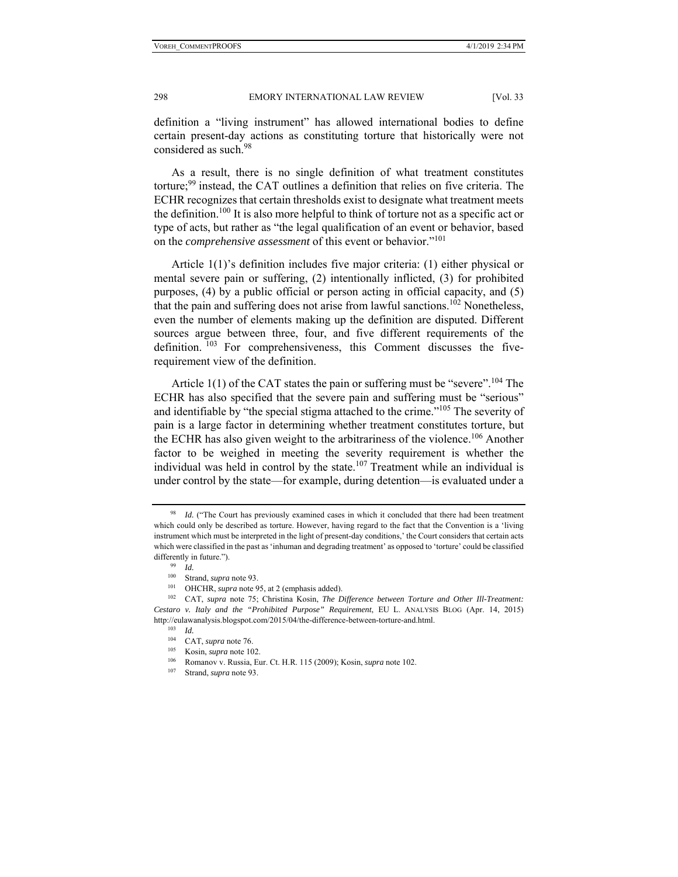definition a "living instrument" has allowed international bodies to define certain present-day actions as constituting torture that historically were not considered as such.[98]

As a result, there is no single definition of what treatment constitutes torture;[99] instead, the CAT outlines a definition that relies on five criteria. The ECHR recognizes that certain thresholds exist to designate what treatment meets the definition.[100] It is also more helpful to think of torture not as a specific act or type of acts, but rather as "the legal qualification of an event or behavior, based on the *comprehensive assessment* of this event or behavior."[101]

Article 1(1)'s definition includes five major criteria: (1) either physical or mental severe pain or suffering, (2) intentionally inflicted, (3) for prohibited purposes, (4) by a public official or person acting in official capacity, and (5) that the pain and suffering does not arise from lawful sanctions.[102] Nonetheless, even the number of elements making up the definition are disputed. Different sources argue between three, four, and five different requirements of the definition.[103] For comprehensiveness, this Comment discusses the five-requirement view of the definition.

Article 1(1) of the CAT states the pain or suffering must be "severe".[104] The ECHR has also specified that the severe pain and suffering must be "serious" and identifiable by "the special stigma attached to the crime."[105] The severity of pain is a large factor in determining whether treatment constitutes torture, but the ECHR has also given weight to the arbitrariness of the violence.[106] Another factor to be weighed in meeting the severity requirement is whether the individual was held in control by the state.[107] Treatment while an individual is under control by the state—for example, during detention—is evaluated under a

---

[98] *Id.* ("The Court has previously examined cases in which it concluded that there had been treatment which could only be described as torture. However, having regard to the fact that the Convention is a 'living instrument which must be interpreted in the light of present-day conditions,' the Court considers that certain acts which were classified in the past as 'inhuman and degrading treatment' as opposed to 'torture' could be classified differently in future.").

[99] *Id.*

[100] Strand, *supra* note 93.

[101] OHCHR, *supra* note 95, at 2 (emphasis added).

[102] CAT, *supra* note 75; Christina Kosin, *The Difference between Torture and Other Ill-Treatment: Cestaro v. Italy and the "Prohibited Purpose" Requirement*, EU L. ANALYSIS BLOG (Apr. 14, 2015) http://eulawanalysis.blogspot.com/2015/04/the-difference-between-torture-and.html.

[103] *Id.*

[104] CAT, *supra* note 76.

[105] Kosin, *supra* note 102.

[106] Romanov v. Russia, Eur. Ct. H.R. 115 (2009); Kosin, *supra* note 102.

[107] Strand, *supra* note 93.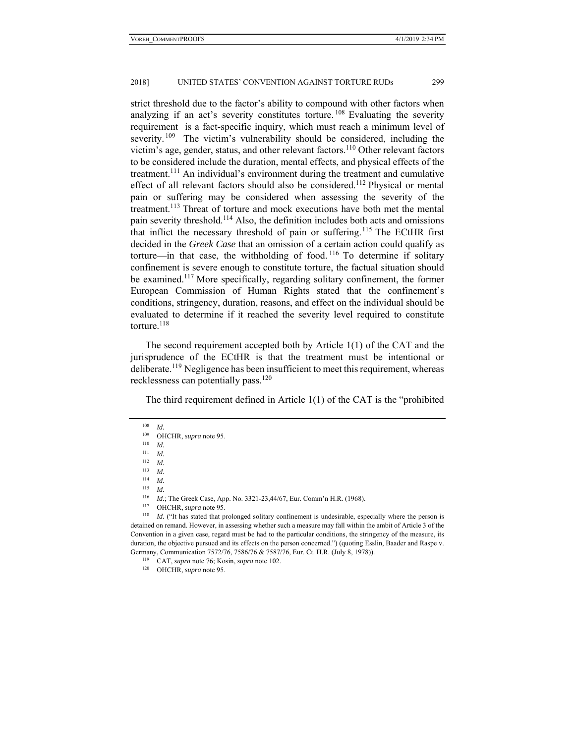strict threshold due to the factor's ability to compound with other factors when analyzing if an act's severity constitutes torture.[108] Evaluating the severity requirement is a fact-specific inquiry, which must reach a minimum level of severity.[109] The victim's vulnerability should be considered, including the victim's age, gender, status, and other relevant factors.[110] Other relevant factors to be considered include the duration, mental effects, and physical effects of the treatment.[111] An individual's environment during the treatment and cumulative effect of all relevant factors should also be considered.[112] Physical or mental pain or suffering may be considered when assessing the severity of the treatment.[113] Threat of torture and mock executions have both met the mental pain severity threshold.[114] Also, the definition includes both acts and omissions that inflict the necessary threshold of pain or suffering.[115] The ECtHR first decided in the *Greek Case* that an omission of a certain action could qualify as torture—in that case, the withholding of food.[116] To determine if solitary confinement is severe enough to constitute torture, the factual situation should be examined.[117] More specifically, regarding solitary confinement, the former European Commission of Human Rights stated that the confinement's conditions, stringency, duration, reasons, and effect on the individual should be evaluated to determine if it reached the severity level required to constitute torture.[118]

The second requirement accepted both by Article 1(1) of the CAT and the jurisprudence of the ECtHR is that the treatment must be intentional or deliberate.[119] Negligence has been insufficient to meet this requirement, whereas recklessness can potentially pass.[120]

The third requirement defined in Article 1(1) of the CAT is the "prohibited

---

[108] *Id.*

[109] OHCHR, *supra* note 95.

[110] *Id.*

[111] *Id.*

[112] *Id.*

[113] *Id.*

[114] *Id.*

[115] *Id.*

[116] *Id.*; The Greek Case, App. No. 3321-23,44/67, Eur. Comm'n H.R. (1968).

[117] OHCHR, *supra* note 95.

[118] *Id.* ("It has stated that prolonged solitary confinement is undesirable, especially where the person is detained on remand. However, in assessing whether such a measure may fall within the ambit of Article 3 of the Convention in a given case, regard must be had to the particular conditions, the stringency of the measure, its duration, the objective pursued and its effects on the person concerned.") (quoting Esslin, Baader and Raspe v. Germany, Communication 7572/76, 7586/76 & 7587/76, Eur. Ct. H.R. (July 8, 1978)).

[119] CAT, *supra* note 76; Kosin, *supra* note 102.

[120] OHCHR, *supra* note 95.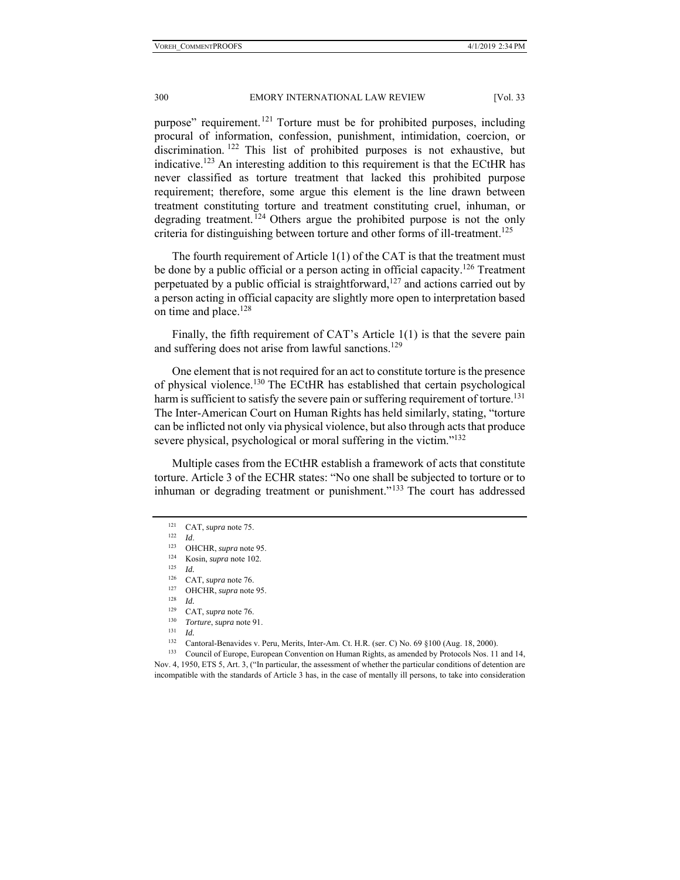purpose" requirement.[121] Torture must be for prohibited purposes, including procural of information, confession, punishment, intimidation, coercion, or discrimination.[122] This list of prohibited purposes is not exhaustive, but indicative.[123] An interesting addition to this requirement is that the ECtHR has never classified as torture treatment that lacked this prohibited purpose requirement; therefore, some argue this element is the line drawn between treatment constituting torture and treatment constituting cruel, inhuman, or degrading treatment.[124] Others argue the prohibited purpose is not the only criteria for distinguishing between torture and other forms of ill-treatment.[125]

The fourth requirement of Article 1(1) of the CAT is that the treatment must be done by a public official or a person acting in official capacity.[126] Treatment perpetuated by a public official is straightforward,[127] and actions carried out by a person acting in official capacity are slightly more open to interpretation based on time and place.[128]

Finally, the fifth requirement of CAT's Article 1(1) is that the severe pain and suffering does not arise from lawful sanctions.[129]

One element that is not required for an act to constitute torture is the presence of physical violence.[130] The ECtHR has established that certain psychological harm is sufficient to satisfy the severe pain or suffering requirement of torture.[131] The Inter-American Court on Human Rights has held similarly, stating, "torture can be inflicted not only via physical violence, but also through acts that produce severe physical, psychological or moral suffering in the victim."[132]

Multiple cases from the ECtHR establish a framework of acts that constitute torture. Article 3 of the ECHR states: "No one shall be subjected to torture or to inhuman or degrading treatment or punishment."[133] The court has addressed

---

[121] CAT, *supra* note 75.

[122] *Id*.

[123] OHCHR, *supra* note 95.

[124] Kosin, *supra* note 102.

[125] *Id.*

[126] CAT, *supra* note 76.

[127] OHCHR, *supra* note 95.

[128] *Id.*

[129] CAT, *supra* note 76.

[130] *Torture*, *supra* note 91.

[131] *Id.*

[132] Cantoral-Benavides v. Peru, Merits, Inter-Am. Ct. H.R. (ser. C) No. 69 §100 (Aug. 18, 2000).

[133] Council of Europe, European Convention on Human Rights, as amended by Protocols Nos. 11 and 14, Nov. 4, 1950, ETS 5, Art. 3, ("In particular, the assessment of whether the particular conditions of detention are incompatible with the standards of Article 3 has, in the case of mentally ill persons, to take into consideration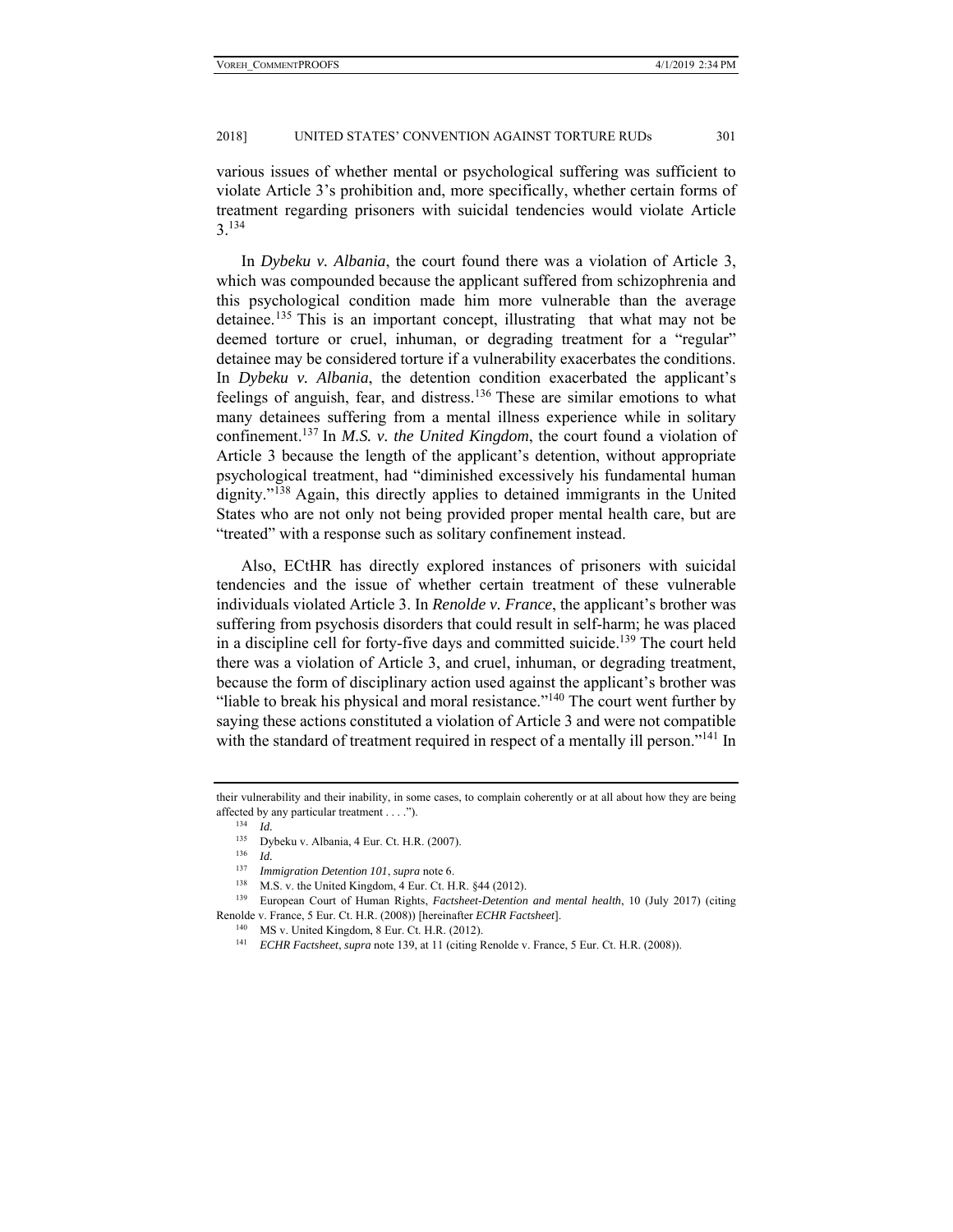various issues of whether mental or psychological suffering was sufficient to violate Article 3's prohibition and, more specifically, whether certain forms of treatment regarding prisoners with suicidal tendencies would violate Article 3.[134]

In *Dybeku v. Albania*, the court found there was a violation of Article 3, which was compounded because the applicant suffered from schizophrenia and this psychological condition made him more vulnerable than the average detainee.[135] This is an important concept, illustrating that what may not be deemed torture or cruel, inhuman, or degrading treatment for a "regular" detainee may be considered torture if a vulnerability exacerbates the conditions. In *Dybeku v. Albania*, the detention condition exacerbated the applicant's feelings of anguish, fear, and distress.[136] These are similar emotions to what many detainees suffering from a mental illness experience while in solitary confinement.[137] In *M.S. v. the United Kingdom*, the court found a violation of Article 3 because the length of the applicant's detention, without appropriate psychological treatment, had "diminished excessively his fundamental human dignity."[138] Again, this directly applies to detained immigrants in the United States who are not only not being provided proper mental health care, but are "treated" with a response such as solitary confinement instead.

Also, ECtHR has directly explored instances of prisoners with suicidal tendencies and the issue of whether certain treatment of these vulnerable individuals violated Article 3. In *Renolde v. France*, the applicant's brother was suffering from psychosis disorders that could result in self-harm; he was placed in a discipline cell for forty-five days and committed suicide.[139] The court held there was a violation of Article 3, and cruel, inhuman, or degrading treatment, because the form of disciplinary action used against the applicant's brother was "liable to break his physical and moral resistance."[140] The court went further by saying these actions constituted a violation of Article 3 and were not compatible with the standard of treatment required in respect of a mentally ill person."[141] In

---

their vulnerability and their inability, in some cases, to complain coherently or at all about how they are being affected by any particular treatment . . . .").

[134] *Id.*

[135] Dybeku v. Albania, 4 Eur. Ct. H.R. (2007).

[136] *Id.*

[137] *Immigration Detention 101*, *supra* note 6.

[138] M.S. v. the United Kingdom, 4 Eur. Ct. H.R. §44 (2012).

[139] European Court of Human Rights, *Factsheet-Detention and mental health*, 10 (July 2017) (citing Renolde v. France, 5 Eur. Ct. H.R. (2008)) [hereinafter *ECHR Factsheet*].

[140] MS v. United Kingdom, 8 Eur. Ct. H.R. (2012).

[141] *ECHR Factsheet*, *supra* note 139, at 11 (citing Renolde v. France, 5 Eur. Ct. H.R. (2008)).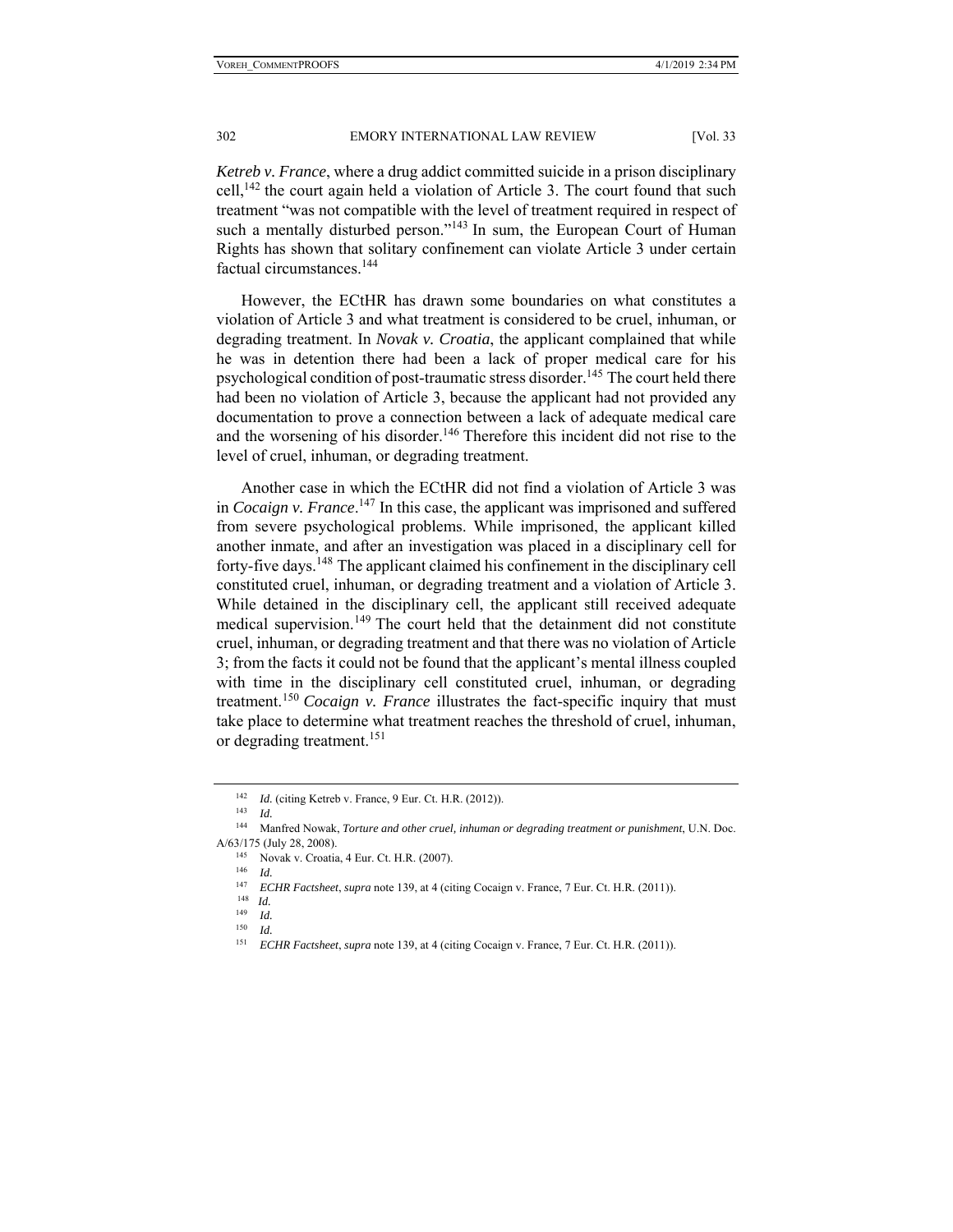*Ketreb v. France*, where a drug addict committed suicide in a prison disciplinary cell,[142] the court again held a violation of Article 3. The court found that such treatment "was not compatible with the level of treatment required in respect of such a mentally disturbed person."[143] In sum, the European Court of Human Rights has shown that solitary confinement can violate Article 3 under certain factual circumstances.[144]

However, the ECtHR has drawn some boundaries on what constitutes a violation of Article 3 and what treatment is considered to be cruel, inhuman, or degrading treatment. In *Novak v. Croatia*, the applicant complained that while he was in detention there had been a lack of proper medical care for his psychological condition of post-traumatic stress disorder.[145] The court held there had been no violation of Article 3, because the applicant had not provided any documentation to prove a connection between a lack of adequate medical care and the worsening of his disorder.[146] Therefore this incident did not rise to the level of cruel, inhuman, or degrading treatment.

Another case in which the ECtHR did not find a violation of Article 3 was in *Cocaign v. France*.[147] In this case, the applicant was imprisoned and suffered from severe psychological problems. While imprisoned, the applicant killed another inmate, and after an investigation was placed in a disciplinary cell for forty-five days.[148] The applicant claimed his confinement in the disciplinary cell constituted cruel, inhuman, or degrading treatment and a violation of Article 3. While detained in the disciplinary cell, the applicant still received adequate medical supervision.[149] The court held that the detainment did not constitute cruel, inhuman, or degrading treatment and that there was no violation of Article 3; from the facts it could not be found that the applicant's mental illness coupled with time in the disciplinary cell constituted cruel, inhuman, or degrading treatment.[150] *Cocaign v. France* illustrates the fact-specific inquiry that must take place to determine what treatment reaches the threshold of cruel, inhuman, or degrading treatment.[151]

---

[142] *Id.* (citing Ketreb v. France, 9 Eur. Ct. H.R. (2012)).

[143] *Id.*

[144] Manfred Nowak, *Torture and other cruel, inhuman or degrading treatment or punishment*, U.N. Doc. A/63/175 (July 28, 2008).

[145] Novak v. Croatia, 4 Eur. Ct. H.R. (2007).

[146] *Id.*

[147] *ECHR Factsheet*, *supra* note 139, at 4 (citing Cocaign v. France, 7 Eur. Ct. H.R. (2011)).

[148] *Id.*

[149] *Id.*

[150] *Id.*

[151] *ECHR Factsheet*, *supra* note 139, at 4 (citing Cocaign v. France, 7 Eur. Ct. H.R. (2011)).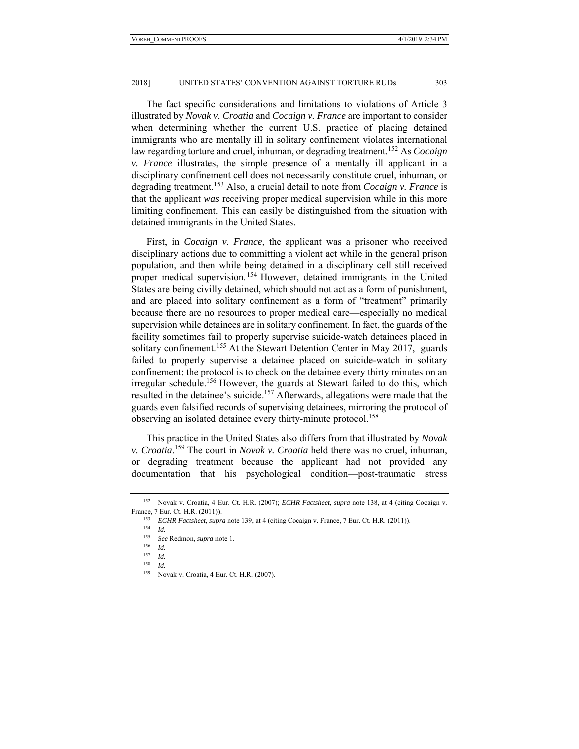The fact specific considerations and limitations to violations of Article 3 illustrated by *Novak v. Croatia* and *Cocaign v. France* are important to consider when determining whether the current U.S. practice of placing detained immigrants who are mentally ill in solitary confinement violates international law regarding torture and cruel, inhuman, or degrading treatment.[152] As *Cocaign v. France* illustrates, the simple presence of a mentally ill applicant in a disciplinary confinement cell does not necessarily constitute cruel, inhuman, or degrading treatment.[153] Also, a crucial detail to note from *Cocaign v. France* is that the applicant *was* receiving proper medical supervision while in this more limiting confinement. This can easily be distinguished from the situation with detained immigrants in the United States.

First, in *Cocaign v. France*, the applicant was a prisoner who received disciplinary actions due to committing a violent act while in the general prison population, and then while being detained in a disciplinary cell still received proper medical supervision.[154] However, detained immigrants in the United States are being civilly detained, which should not act as a form of punishment, and are placed into solitary confinement as a form of "treatment" primarily because there are no resources to proper medical care—especially no medical supervision while detainees are in solitary confinement. In fact, the guards of the facility sometimes fail to properly supervise suicide-watch detainees placed in solitary confinement.[155] At the Stewart Detention Center in May 2017, guards failed to properly supervise a detainee placed on suicide-watch in solitary confinement; the protocol is to check on the detainee every thirty minutes on an irregular schedule.[156] However, the guards at Stewart failed to do this, which resulted in the detainee's suicide.[157] Afterwards, allegations were made that the guards even falsified records of supervising detainees, mirroring the protocol of observing an isolated detainee every thirty-minute protocol.[158]

This practice in the United States also differs from that illustrated by *Novak v. Croatia*.[159] The court in *Novak v. Croatia* held there was no cruel, inhuman, or degrading treatment because the applicant had not provided any documentation that his psychological condition—post-traumatic stress

---

[152] Novak v. Croatia, 4 Eur. Ct. H.R. (2007); *ECHR Factsheet*, *supra* note 138, at 4 (citing Cocaign v. France, 7 Eur. Ct. H.R. (2011)).

[153] *ECHR Factsheet*, *supra* note 139, at 4 (citing Cocaign v. France, 7 Eur. Ct. H.R. (2011)).

[154] *Id.*

[155] *See* Redmon, *supra* note 1.

[156] *Id.*

[157] *Id.*

[158] *Id.*

[159] Novak v. Croatia, 4 Eur. Ct. H.R. (2007).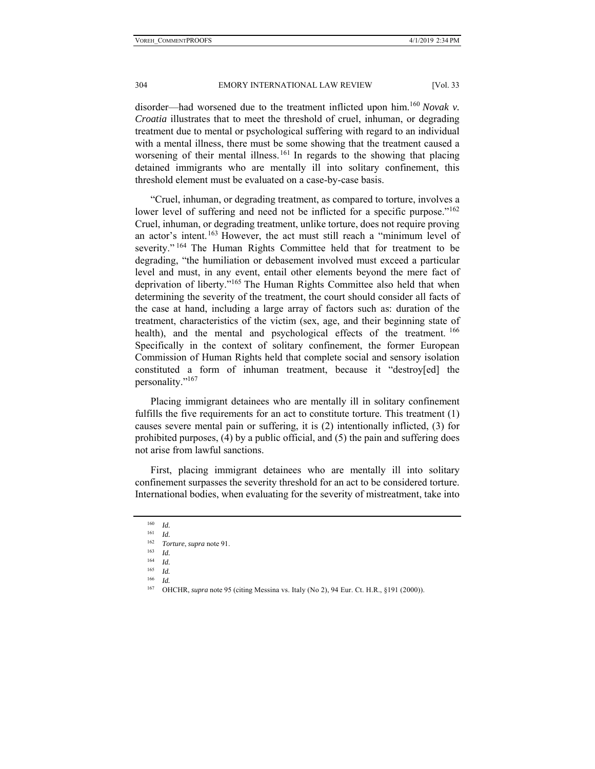disorder—had worsened due to the treatment inflicted upon him.[160] *Novak v. Croatia* illustrates that to meet the threshold of cruel, inhuman, or degrading treatment due to mental or psychological suffering with regard to an individual with a mental illness, there must be some showing that the treatment caused a worsening of their mental illness.[161] In regards to the showing that placing detained immigrants who are mentally ill into solitary confinement, this threshold element must be evaluated on a case-by-case basis.

"Cruel, inhuman, or degrading treatment, as compared to torture, involves a lower level of suffering and need not be inflicted for a specific purpose."[162] Cruel, inhuman, or degrading treatment, unlike torture, does not require proving an actor's intent.[163] However, the act must still reach a "minimum level of severity."[164] The Human Rights Committee held that for treatment to be degrading, "the humiliation or debasement involved must exceed a particular level and must, in any event, entail other elements beyond the mere fact of deprivation of liberty."[165] The Human Rights Committee also held that when determining the severity of the treatment, the court should consider all facts of the case at hand, including a large array of factors such as: duration of the treatment, characteristics of the victim (sex, age, and their beginning state of health), and the mental and psychological effects of the treatment.[166] Specifically in the context of solitary confinement, the former European Commission of Human Rights held that complete social and sensory isolation constituted a form of inhuman treatment, because it "destroy[ed] the personality."[167]

Placing immigrant detainees who are mentally ill in solitary confinement fulfills the five requirements for an act to constitute torture. This treatment (1) causes severe mental pain or suffering, it is (2) intentionally inflicted, (3) for prohibited purposes, (4) by a public official, and (5) the pain and suffering does not arise from lawful sanctions.

First, placing immigrant detainees who are mentally ill into solitary confinement surpasses the severity threshold for an act to be considered torture. International bodies, when evaluating for the severity of mistreatment, take into

---

160 *Id.*

161 *Id.*

162 *Torture*, *supra* note 91.

163 *Id.*

164 *Id.*

165 *Id.*

166 *Id.*

167 OHCHR, *supra* note 95 (citing Messina vs. Italy (No 2), 94 Eur. Ct. H.R., §191 (2000)).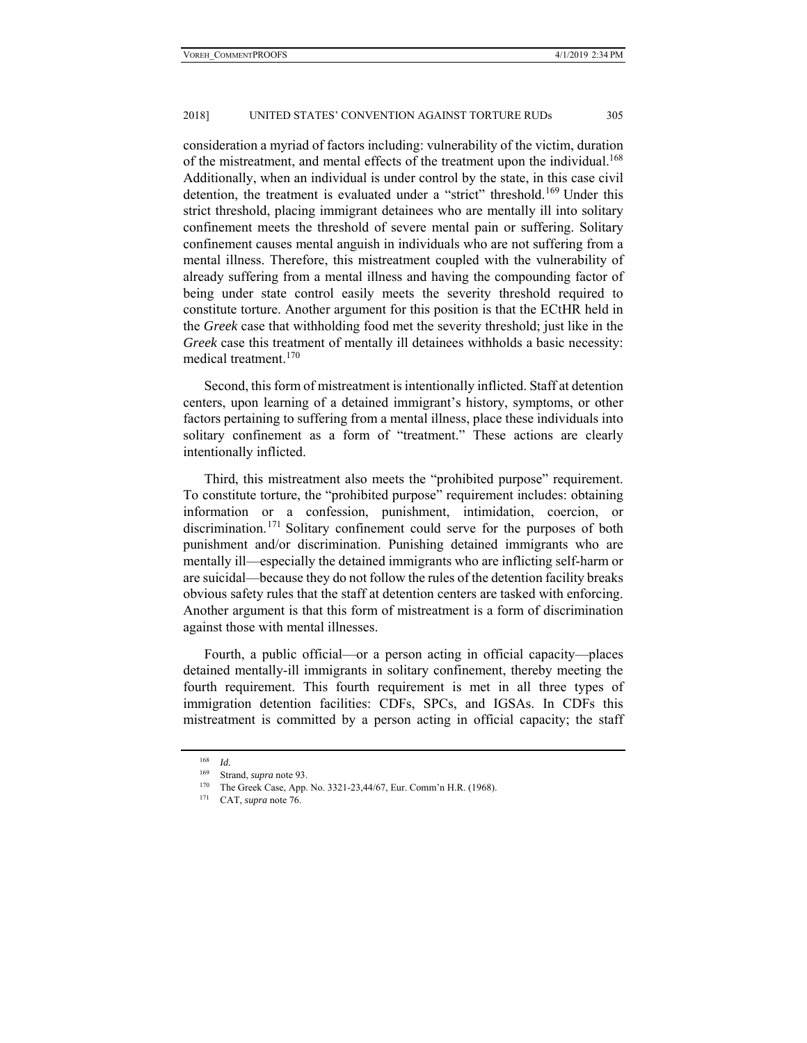consideration a myriad of factors including: vulnerability of the victim, duration of the mistreatment, and mental effects of the treatment upon the individual.[168] Additionally, when an individual is under control by the state, in this case civil detention, the treatment is evaluated under a "strict" threshold.[169] Under this strict threshold, placing immigrant detainees who are mentally ill into solitary confinement meets the threshold of severe mental pain or suffering. Solitary confinement causes mental anguish in individuals who are not suffering from a mental illness. Therefore, this mistreatment coupled with the vulnerability of already suffering from a mental illness and having the compounding factor of being under state control easily meets the severity threshold required to constitute torture. Another argument for this position is that the ECtHR held in the *Greek* case that withholding food met the severity threshold; just like in the *Greek* case this treatment of mentally ill detainees withholds a basic necessity: medical treatment.[170]

Second, this form of mistreatment is intentionally inflicted. Staff at detention centers, upon learning of a detained immigrant's history, symptoms, or other factors pertaining to suffering from a mental illness, place these individuals into solitary confinement as a form of "treatment." These actions are clearly intentionally inflicted.

Third, this mistreatment also meets the "prohibited purpose" requirement. To constitute torture, the "prohibited purpose" requirement includes: obtaining information or a confession, punishment, intimidation, coercion, or discrimination.[171] Solitary confinement could serve for the purposes of both punishment and/or discrimination. Punishing detained immigrants who are mentally ill—especially the detained immigrants who are inflicting self-harm or are suicidal—because they do not follow the rules of the detention facility breaks obvious safety rules that the staff at detention centers are tasked with enforcing. Another argument is that this form of mistreatment is a form of discrimination against those with mental illnesses.

Fourth, a public official—or a person acting in official capacity—places detained mentally-ill immigrants in solitary confinement, thereby meeting the fourth requirement. This fourth requirement is met in all three types of immigration detention facilities: CDFs, SPCs, and IGSAs. In CDFs this mistreatment is committed by a person acting in official capacity; the staff

---

[168] *Id.*

[169] Strand, *supra* note 93.

[170] The Greek Case, App. No. 3321-23,44/67, Eur. Comm'n H.R. (1968).

[171] CAT, *supra* note 76.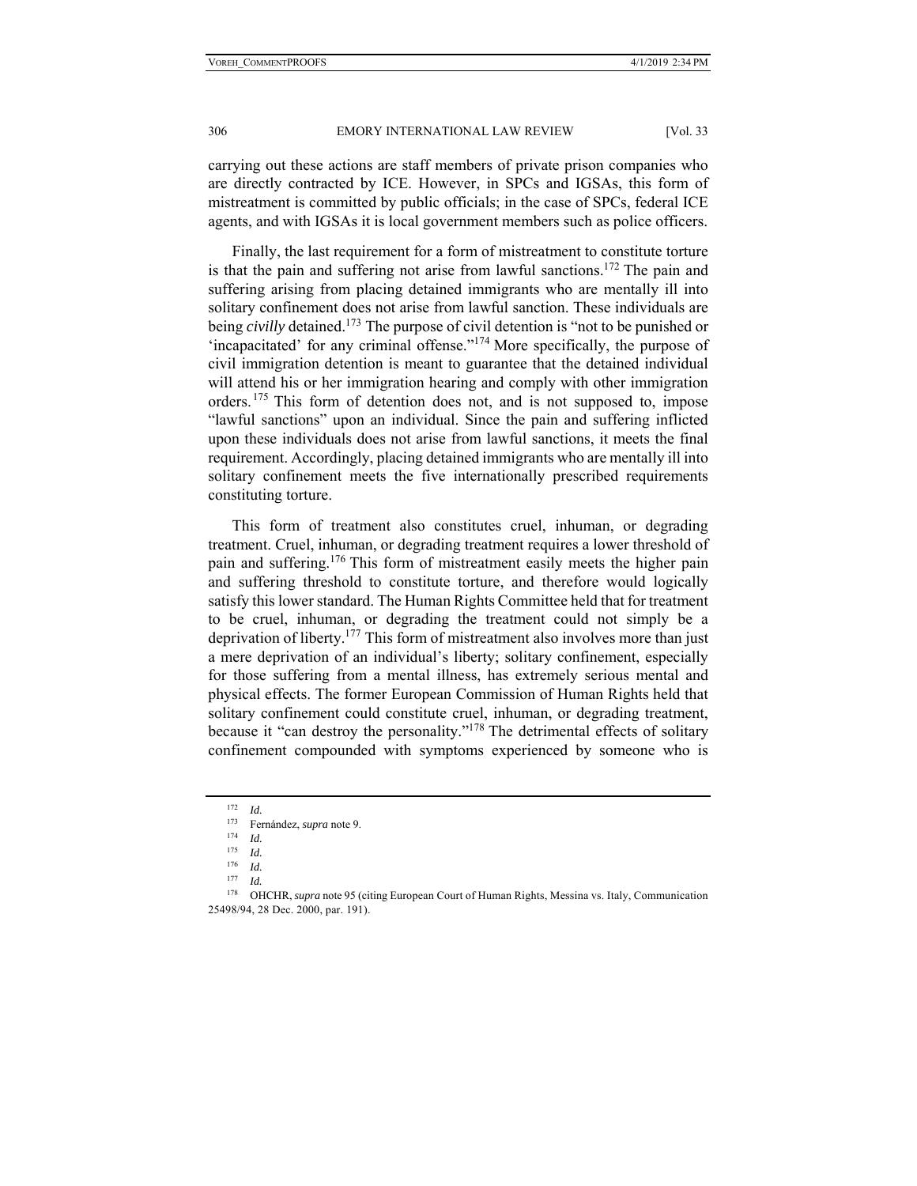carrying out these actions are staff members of private prison companies who are directly contracted by ICE. However, in SPCs and IGSAs, this form of mistreatment is committed by public officials; in the case of SPCs, federal ICE agents, and with IGSAs it is local government members such as police officers.

Finally, the last requirement for a form of mistreatment to constitute torture is that the pain and suffering not arise from lawful sanctions.[172] The pain and suffering arising from placing detained immigrants who are mentally ill into solitary confinement does not arise from lawful sanction. These individuals are being *civilly* detained.[173] The purpose of civil detention is "not to be punished or 'incapacitated' for any criminal offense."[174] More specifically, the purpose of civil immigration detention is meant to guarantee that the detained individual will attend his or her immigration hearing and comply with other immigration orders.[175] This form of detention does not, and is not supposed to, impose "lawful sanctions" upon an individual. Since the pain and suffering inflicted upon these individuals does not arise from lawful sanctions, it meets the final requirement. Accordingly, placing detained immigrants who are mentally ill into solitary confinement meets the five internationally prescribed requirements constituting torture.

This form of treatment also constitutes cruel, inhuman, or degrading treatment. Cruel, inhuman, or degrading treatment requires a lower threshold of pain and suffering.[176] This form of mistreatment easily meets the higher pain and suffering threshold to constitute torture, and therefore would logically satisfy this lower standard. The Human Rights Committee held that for treatment to be cruel, inhuman, or degrading the treatment could not simply be a deprivation of liberty.[177] This form of mistreatment also involves more than just a mere deprivation of an individual's liberty; solitary confinement, especially for those suffering from a mental illness, has extremely serious mental and physical effects. The former European Commission of Human Rights held that solitary confinement could constitute cruel, inhuman, or degrading treatment, because it "can destroy the personality."[178] The detrimental effects of solitary confinement compounded with symptoms experienced by someone who is

---

[172] *Id.*

[173] Fernández, *supra* note 9.

[174] *Id.*

[175] *Id.*

[176] *Id.*

[177] *Id.*

[178] OHCHR, *supra* note 95 (citing European Court of Human Rights, Messina vs. Italy, Communication 25498/94, 28 Dec. 2000, par. 191).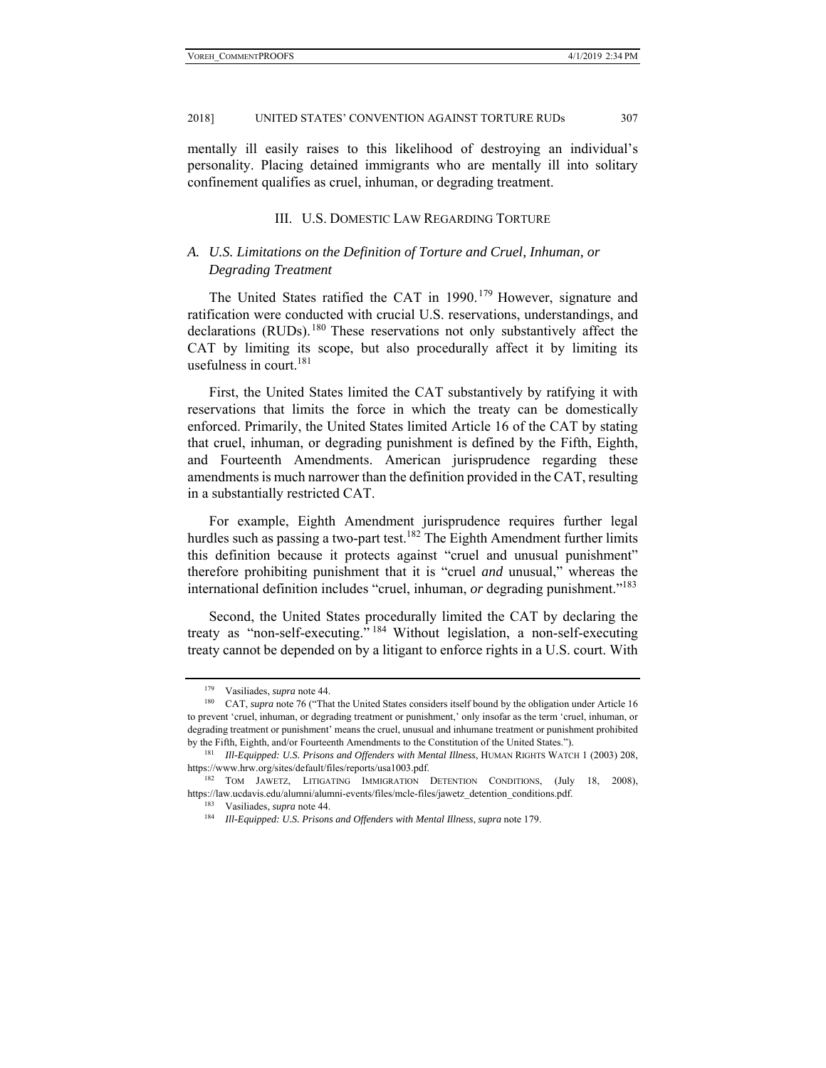mentally ill easily raises to this likelihood of destroying an individual's personality. Placing detained immigrants who are mentally ill into solitary confinement qualifies as cruel, inhuman, or degrading treatment.

## III. U.S. DOMESTIC LAW REGARDING TORTURE

### A. *U.S. Limitations on the Definition of Torture and Cruel, Inhuman, or Degrading Treatment*

The United States ratified the CAT in 1990.[179] However, signature and ratification were conducted with crucial U.S. reservations, understandings, and declarations (RUDs).[180] These reservations not only substantively affect the CAT by limiting its scope, but also procedurally affect it by limiting its usefulness in court.[181]

First, the United States limited the CAT substantively by ratifying it with reservations that limits the force in which the treaty can be domestically enforced. Primarily, the United States limited Article 16 of the CAT by stating that cruel, inhuman, or degrading punishment is defined by the Fifth, Eighth, and Fourteenth Amendments. American jurisprudence regarding these amendments is much narrower than the definition provided in the CAT, resulting in a substantially restricted CAT.

For example, Eighth Amendment jurisprudence requires further legal hurdles such as passing a two-part test.[182] The Eighth Amendment further limits this definition because it protects against "cruel and unusual punishment" therefore prohibiting punishment that it is "cruel *and* unusual," whereas the international definition includes "cruel, inhuman, *or* degrading punishment."[183]

Second, the United States procedurally limited the CAT by declaring the treaty as "non-self-executing."[184] Without legislation, a non-self-executing treaty cannot be depended on by a litigant to enforce rights in a U.S. court. With

---

[179] Vasiliades, *supra* note 44.

[180] CAT, *supra* note 76 ("That the United States considers itself bound by the obligation under Article 16 to prevent 'cruel, inhuman, or degrading treatment or punishment,' only insofar as the term 'cruel, inhuman, or degrading treatment or punishment' means the cruel, unusual and inhumane treatment or punishment prohibited by the Fifth, Eighth, and/or Fourteenth Amendments to the Constitution of the United States.").

[181] *Ill-Equipped: U.S. Prisons and Offenders with Mental Illness*, HUMAN RIGHTS WATCH 1 (2003) 208, https://www.hrw.org/sites/default/files/reports/usa1003.pdf.

[182] TOM JAWETZ, LITIGATING IMMIGRATION DETENTION CONDITIONS, (July 18, 2008), https://law.ucdavis.edu/alumni/alumni-events/files/mcle-files/jawetz_detention_conditions.pdf.

[183] Vasiliades, *supra* note 44.

[184] *Ill-Equipped: U.S. Prisons and Offenders with Mental Illness*, *supra* note 179.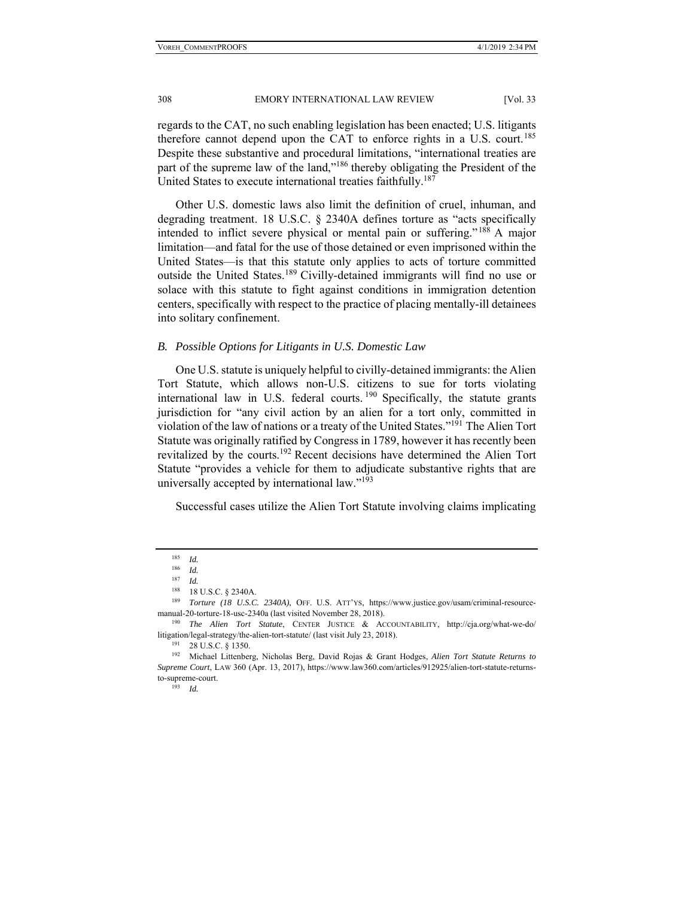regards to the CAT, no such enabling legislation has been enacted; U.S. litigants therefore cannot depend upon the CAT to enforce rights in a U.S. court.[185] Despite these substantive and procedural limitations, "international treaties are part of the supreme law of the land,"[186] thereby obligating the President of the United States to execute international treaties faithfully.[187]

Other U.S. domestic laws also limit the definition of cruel, inhuman, and degrading treatment. 18 U.S.C. § 2340A defines torture as "acts specifically intended to inflict severe physical or mental pain or suffering."[188] A major limitation—and fatal for the use of those detained or even imprisoned within the United States—is that this statute only applies to acts of torture committed outside the United States.[189] Civilly-detained immigrants will find no use or solace with this statute to fight against conditions in immigration detention centers, specifically with respect to the practice of placing mentally-ill detainees into solitary confinement.

### *B. Possible Options for Litigants in U.S. Domestic Law*

One U.S. statute is uniquely helpful to civilly-detained immigrants: the Alien Tort Statute, which allows non-U.S. citizens to sue for torts violating international law in U.S. federal courts.[190] Specifically, the statute grants jurisdiction for "any civil action by an alien for a tort only, committed in violation of the law of nations or a treaty of the United States."[191] The Alien Tort Statute was originally ratified by Congress in 1789, however it has recently been revitalized by the courts.[192] Recent decisions have determined the Alien Tort Statute "provides a vehicle for them to adjudicate substantive rights that are universally accepted by international law."[193]

Successful cases utilize the Alien Tort Statute involving claims implicating

---

[185] *Id.*

[186] *Id.*

[187] *Id.*

[188] 18 U.S.C. § 2340A.

[189] *Torture (18 U.S.C. 2340A)*, OFF. U.S. ATT'YS, https://www.justice.gov/usam/criminal-resource-manual-20-torture-18-usc-2340a (last visited November 28, 2018).

[190] *The Alien Tort Statute*, CENTER JUSTICE & ACCOUNTABILITY, http://cja.org/what-we-do/litigation/legal-strategy/the-alien-tort-statute/ (last visit July 23, 2018).

[191] 28 U.S.C. § 1350.

[192] Michael Littenberg, Nicholas Berg, David Rojas & Grant Hodges, *Alien Tort Statute Returns to Supreme Court*, LAW 360 (Apr. 13, 2017), https://www.law360.com/articles/912925/alien-tort-statute-returns-to-supreme-court.

[193] *Id.*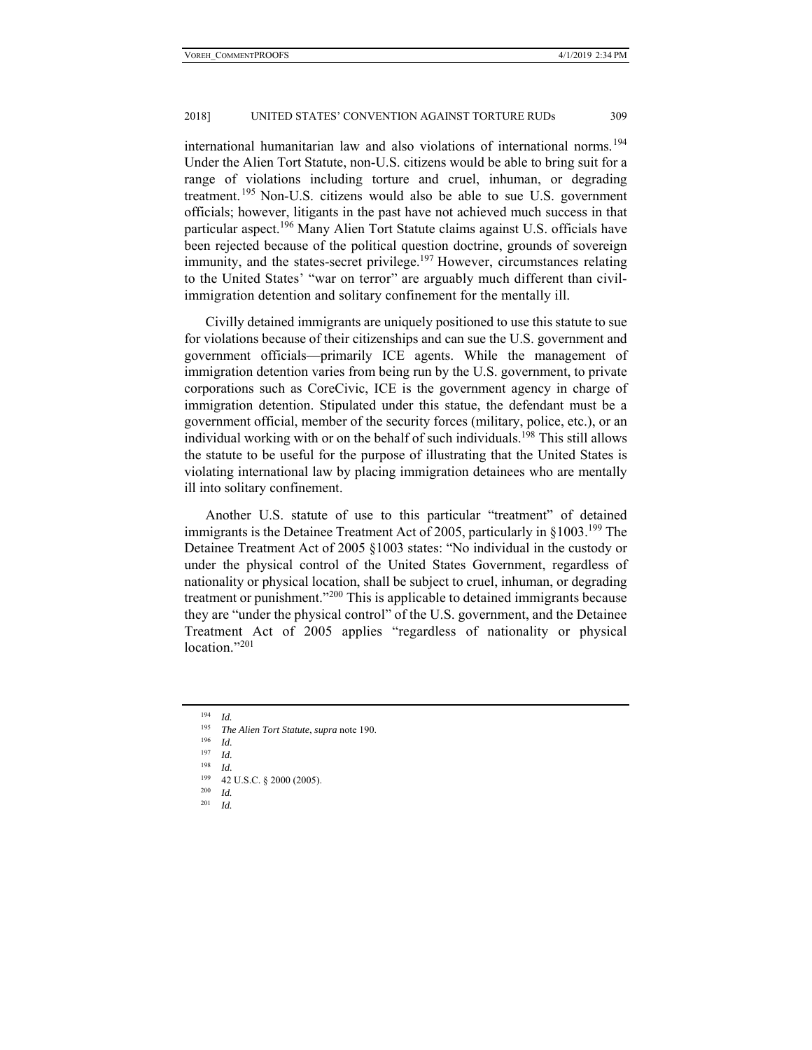international humanitarian law and also violations of international norms.[194] Under the Alien Tort Statute, non-U.S. citizens would be able to bring suit for a range of violations including torture and cruel, inhuman, or degrading treatment.[195] Non-U.S. citizens would also be able to sue U.S. government officials; however, litigants in the past have not achieved much success in that particular aspect.[196] Many Alien Tort Statute claims against U.S. officials have been rejected because of the political question doctrine, grounds of sovereign immunity, and the states-secret privilege.[197] However, circumstances relating to the United States' "war on terror" are arguably much different than civil-immigration detention and solitary confinement for the mentally ill.

Civilly detained immigrants are uniquely positioned to use this statute to sue for violations because of their citizenships and can sue the U.S. government and government officials—primarily ICE agents. While the management of immigration detention varies from being run by the U.S. government, to private corporations such as CoreCivic, ICE is the government agency in charge of immigration detention. Stipulated under this statue, the defendant must be a government official, member of the security forces (military, police, etc.), or an individual working with or on the behalf of such individuals.[198] This still allows the statute to be useful for the purpose of illustrating that the United States is violating international law by placing immigration detainees who are mentally ill into solitary confinement.

Another U.S. statute of use to this particular "treatment" of detained immigrants is the Detainee Treatment Act of 2005, particularly in §1003.[199] The Detainee Treatment Act of 2005 §1003 states: "No individual in the custody or under the physical control of the United States Government, regardless of nationality or physical location, shall be subject to cruel, inhuman, or degrading treatment or punishment."[200] This is applicable to detained immigrants because they are "under the physical control" of the U.S. government, and the Detainee Treatment Act of 2005 applies "regardless of nationality or physical location."[201]

---

[194] *Id.*

[195] *The Alien Tort Statute*, *supra* note 190.

[196] *Id.*

[197] *Id.*

[198] *Id.*

[199] 42 U.S.C. § 2000 (2005).

[200] *Id.*

[201] *Id.*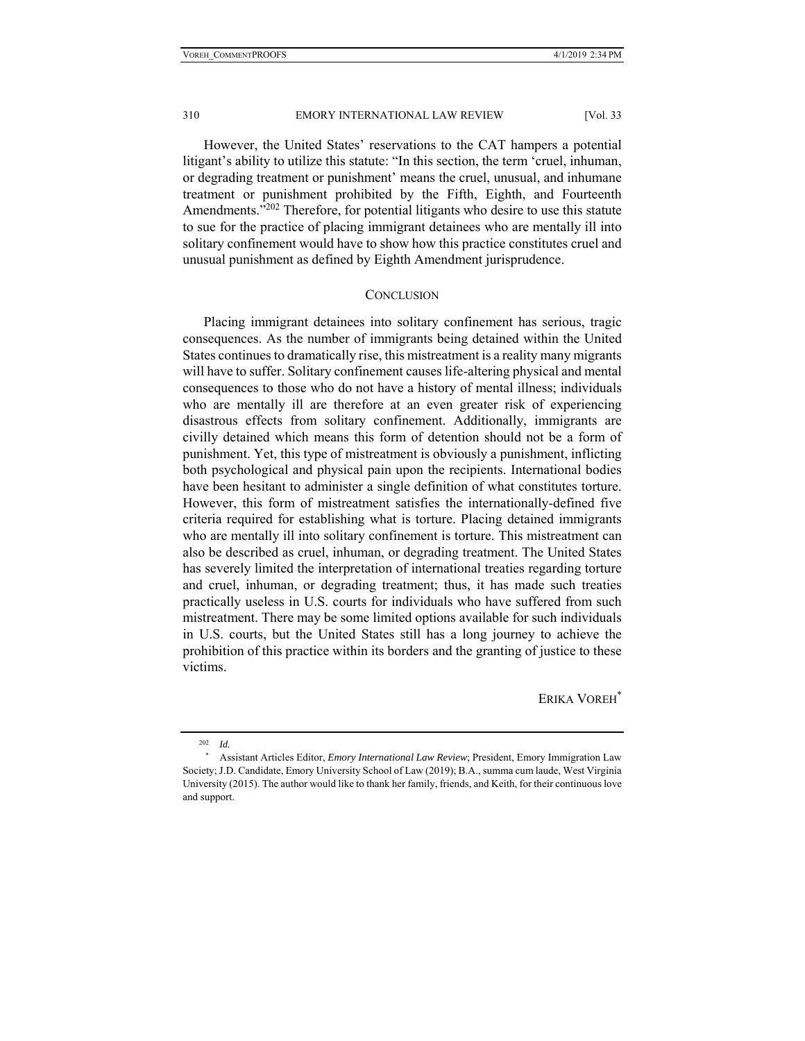However, the United States' reservations to the CAT hampers a potential litigant's ability to utilize this statute: "In this section, the term 'cruel, inhuman, or degrading treatment or punishment' means the cruel, unusual, and inhumane treatment or punishment prohibited by the Fifth, Eighth, and Fourteenth Amendments."[202] Therefore, for potential litigants who desire to use this statute to sue for the practice of placing immigrant detainees who are mentally ill into solitary confinement would have to show how this practice constitutes cruel and unusual punishment as defined by Eighth Amendment jurisprudence.

## CONCLUSION

Placing immigrant detainees into solitary confinement has serious, tragic consequences. As the number of immigrants being detained within the United States continues to dramatically rise, this mistreatment is a reality many migrants will have to suffer. Solitary confinement causes life-altering physical and mental consequences to those who do not have a history of mental illness; individuals who are mentally ill are therefore at an even greater risk of experiencing disastrous effects from solitary confinement. Additionally, immigrants are civilly detained which means this form of detention should not be a form of punishment. Yet, this type of mistreatment is obviously a punishment, inflicting both psychological and physical pain upon the recipients. International bodies have been hesitant to administer a single definition of what constitutes torture. However, this form of mistreatment satisfies the internationally-defined five criteria required for establishing what is torture. Placing detained immigrants who are mentally ill into solitary confinement is torture. This mistreatment can also be described as cruel, inhuman, or degrading treatment. The United States has severely limited the interpretation of international treaties regarding torture and cruel, inhuman, or degrading treatment; thus, it has made such treaties practically useless in U.S. courts for individuals who have suffered from such mistreatment. There may be some limited options available for such individuals in U.S. courts, but the United States still has a long journey to achieve the prohibition of this practice within its borders and the granting of justice to these victims.

ERIKA VOREH[*]

---

[202] *Id.*

[*] Assistant Articles Editor, *Emory International Law Review*; President, Emory Immigration Law Society; J.D. Candidate, Emory University School of Law (2019); B.A., summa cum laude, West Virginia University (2015). The author would like to thank her family, friends, and Keith, for their continuous love and support.